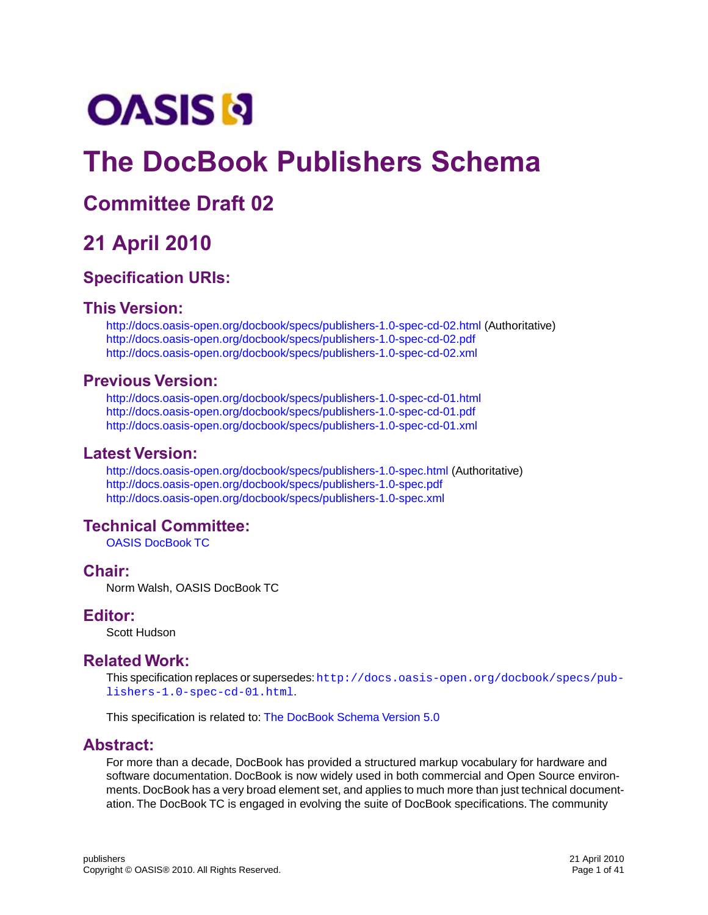OASIS

# The DocBook Publishers Schema

## Committee Draft 02

## 21 April 2010

### Specification URIs:

### This Version:

http://docs.oasis-open.org/docbook/specs/publishers-1.0-spec-cd-02.html (Authoritative)
http://docs.oasis-open.org/docbook/specs/publishers-1.0-spec-cd-02.pdf
http://docs.oasis-open.org/docbook/specs/publishers-1.0-spec-cd-02.xml

### Previous Version:

http://docs.oasis-open.org/docbook/specs/publishers-1.0-spec-cd-01.html
http://docs.oasis-open.org/docbook/specs/publishers-1.0-spec-cd-01.pdf
http://docs.oasis-open.org/docbook/specs/publishers-1.0-spec-cd-01.xml

### Latest Version:

http://docs.oasis-open.org/docbook/specs/publishers-1.0-spec.html (Authoritative)
http://docs.oasis-open.org/docbook/specs/publishers-1.0-spec.pdf
http://docs.oasis-open.org/docbook/specs/publishers-1.0-spec.xml

### Technical Committee:

OASIS DocBook TC

### Chair:

Norm Walsh, OASIS DocBook TC

### Editor:

Scott Hudson

### Related Work:

This specification replaces or supersedes: `http://docs.oasis-open.org/docbook/specs/publishers-1.0-spec-cd-01.html`.

This specification is related to: The DocBook Schema Version 5.0

### Abstract:

For more than a decade, DocBook has provided a structured markup vocabulary for hardware and software documentation. DocBook is now widely used in both commercial and Open Source environments. DocBook has a very broad element set, and applies to much more than just technical documentation. The DocBook TC is engaged in evolving the suite of DocBook specifications. The community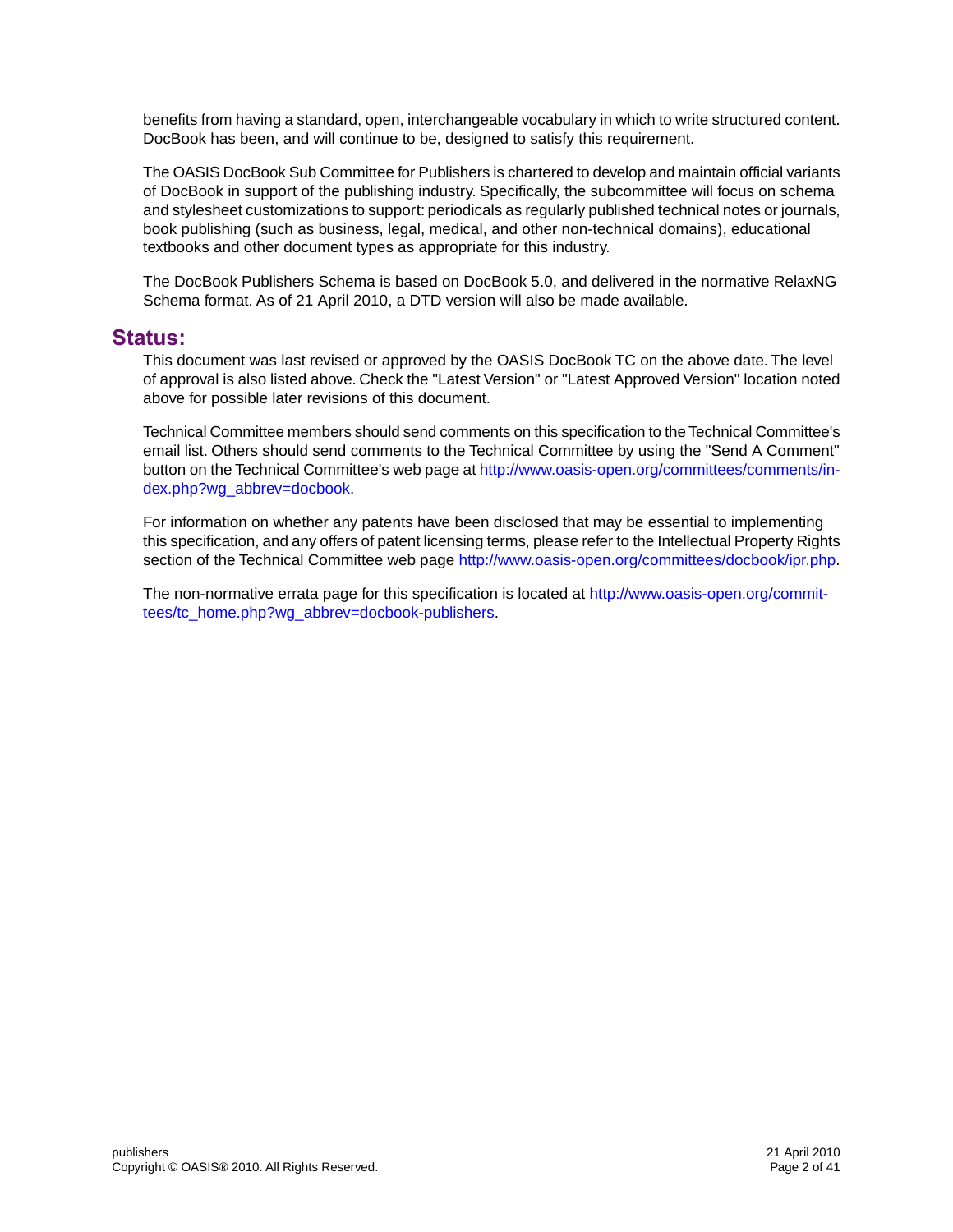benefits from having a standard, open, interchangeable vocabulary in which to write structured content. DocBook has been, and will continue to be, designed to satisfy this requirement.

The OASIS DocBook Sub Committee for Publishers is chartered to develop and maintain official variants of DocBook in support of the publishing industry. Specifically, the subcommittee will focus on schema and stylesheet customizations to support: periodicals as regularly published technical notes or journals, book publishing (such as business, legal, medical, and other non-technical domains), educational textbooks and other document types as appropriate for this industry.

The DocBook Publishers Schema is based on DocBook 5.0, and delivered in the normative RelaxNG Schema format. As of 21 April 2010, a DTD version will also be made available.

## Status:

This document was last revised or approved by the OASIS DocBook TC on the above date. The level of approval is also listed above. Check the "Latest Version" or "Latest Approved Version" location noted above for possible later revisions of this document.

Technical Committee members should send comments on this specification to the Technical Committee's email list. Others should send comments to the Technical Committee by using the "Send A Comment" button on the Technical Committee's web page at http://www.oasis-open.org/committees/comments/index.php?wg_abbrev=docbook.

For information on whether any patents have been disclosed that may be essential to implementing this specification, and any offers of patent licensing terms, please refer to the Intellectual Property Rights section of the Technical Committee web page http://www.oasis-open.org/committees/docbook/ipr.php.

The non-normative errata page for this specification is located at http://www.oasis-open.org/committees/tc_home.php?wg_abbrev=docbook-publishers.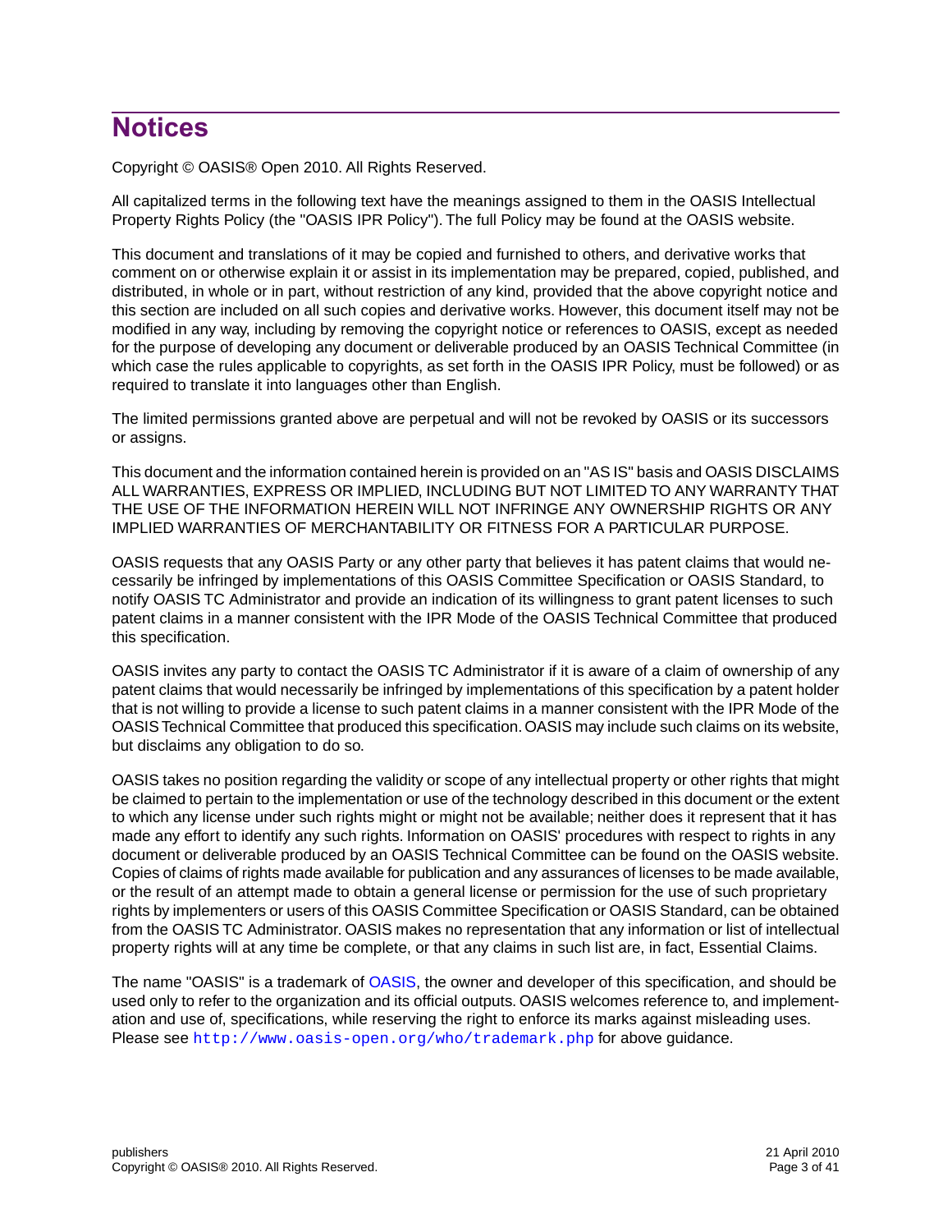# Notices

Copyright © OASIS® Open 2010. All Rights Reserved.

All capitalized terms in the following text have the meanings assigned to them in the OASIS Intellectual Property Rights Policy (the "OASIS IPR Policy"). The full Policy may be found at the OASIS website.

This document and translations of it may be copied and furnished to others, and derivative works that comment on or otherwise explain it or assist in its implementation may be prepared, copied, published, and distributed, in whole or in part, without restriction of any kind, provided that the above copyright notice and this section are included on all such copies and derivative works. However, this document itself may not be modified in any way, including by removing the copyright notice or references to OASIS, except as needed for the purpose of developing any document or deliverable produced by an OASIS Technical Committee (in which case the rules applicable to copyrights, as set forth in the OASIS IPR Policy, must be followed) or as required to translate it into languages other than English.

The limited permissions granted above are perpetual and will not be revoked by OASIS or its successors or assigns.

This document and the information contained herein is provided on an "AS IS" basis and OASIS DISCLAIMS ALL WARRANTIES, EXPRESS OR IMPLIED, INCLUDING BUT NOT LIMITED TO ANY WARRANTY THAT THE USE OF THE INFORMATION HEREIN WILL NOT INFRINGE ANY OWNERSHIP RIGHTS OR ANY IMPLIED WARRANTIES OF MERCHANTABILITY OR FITNESS FOR A PARTICULAR PURPOSE.

OASIS requests that any OASIS Party or any other party that believes it has patent claims that would necessarily be infringed by implementations of this OASIS Committee Specification or OASIS Standard, to notify OASIS TC Administrator and provide an indication of its willingness to grant patent licenses to such patent claims in a manner consistent with the IPR Mode of the OASIS Technical Committee that produced this specification.

OASIS invites any party to contact the OASIS TC Administrator if it is aware of a claim of ownership of any patent claims that would necessarily be infringed by implementations of this specification by a patent holder that is not willing to provide a license to such patent claims in a manner consistent with the IPR Mode of the OASIS Technical Committee that produced this specification. OASIS may include such claims on its website, but disclaims any obligation to do so.

OASIS takes no position regarding the validity or scope of any intellectual property or other rights that might be claimed to pertain to the implementation or use of the technology described in this document or the extent to which any license under such rights might or might not be available; neither does it represent that it has made any effort to identify any such rights. Information on OASIS' procedures with respect to rights in any document or deliverable produced by an OASIS Technical Committee can be found on the OASIS website. Copies of claims of rights made available for publication and any assurances of licenses to be made available, or the result of an attempt made to obtain a general license or permission for the use of such proprietary rights by implementers or users of this OASIS Committee Specification or OASIS Standard, can be obtained from the OASIS TC Administrator. OASIS makes no representation that any information or list of intellectual property rights will at any time be complete, or that any claims in such list are, in fact, Essential Claims.

The name "OASIS" is a trademark of OASIS, the owner and developer of this specification, and should be used only to refer to the organization and its official outputs. OASIS welcomes reference to, and implementation and use of, specifications, while reserving the right to enforce its marks against misleading uses. Please see `http://www.oasis-open.org/who/trademark.php` for above guidance.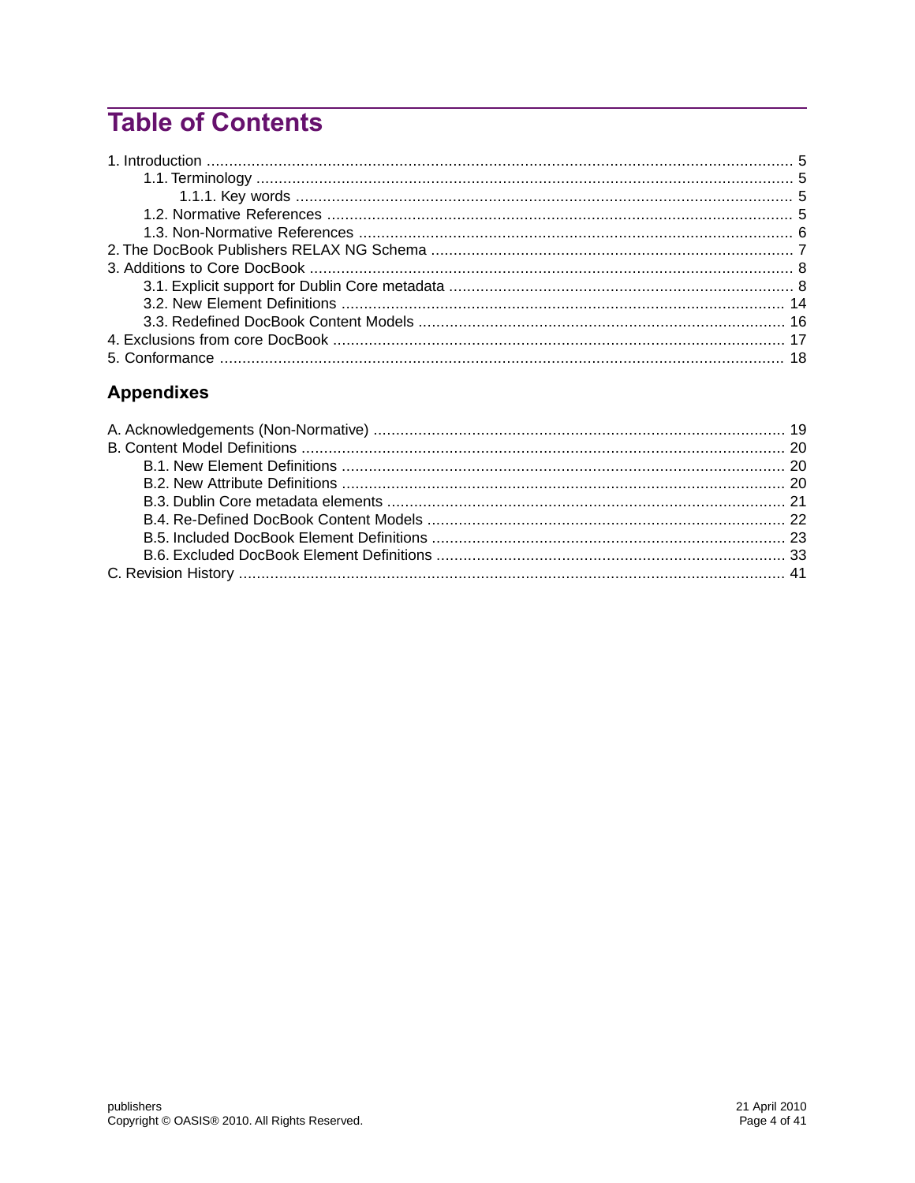# Table of Contents

- 1. Introduction ... 5
  - 1.1. Terminology ... 5
    - 1.1.1. Key words ... 5
  - 1.2. Normative References ... 5
  - 1.3. Non-Normative References ... 6
- 2. The DocBook Publishers RELAX NG Schema ... 7
- 3. Additions to Core DocBook ... 8
  - 3.1. Explicit support for Dublin Core metadata ... 8
  - 3.2. New Element Definitions ... 14
  - 3.3. Redefined DocBook Content Models ... 16
- 4. Exclusions from core DocBook ... 17
- 5. Conformance ... 18

## Appendixes

- A. Acknowledgements (Non-Normative) ... 19
- B. Content Model Definitions ... 20
  - B.1. New Element Definitions ... 20
  - B.2. New Attribute Definitions ... 20
  - B.3. Dublin Core metadata elements ... 21
  - B.4. Re-Defined DocBook Content Models ... 22
  - B.5. Included DocBook Element Definitions ... 23
  - B.6. Excluded DocBook Element Definitions ... 33
- C. Revision History ... 41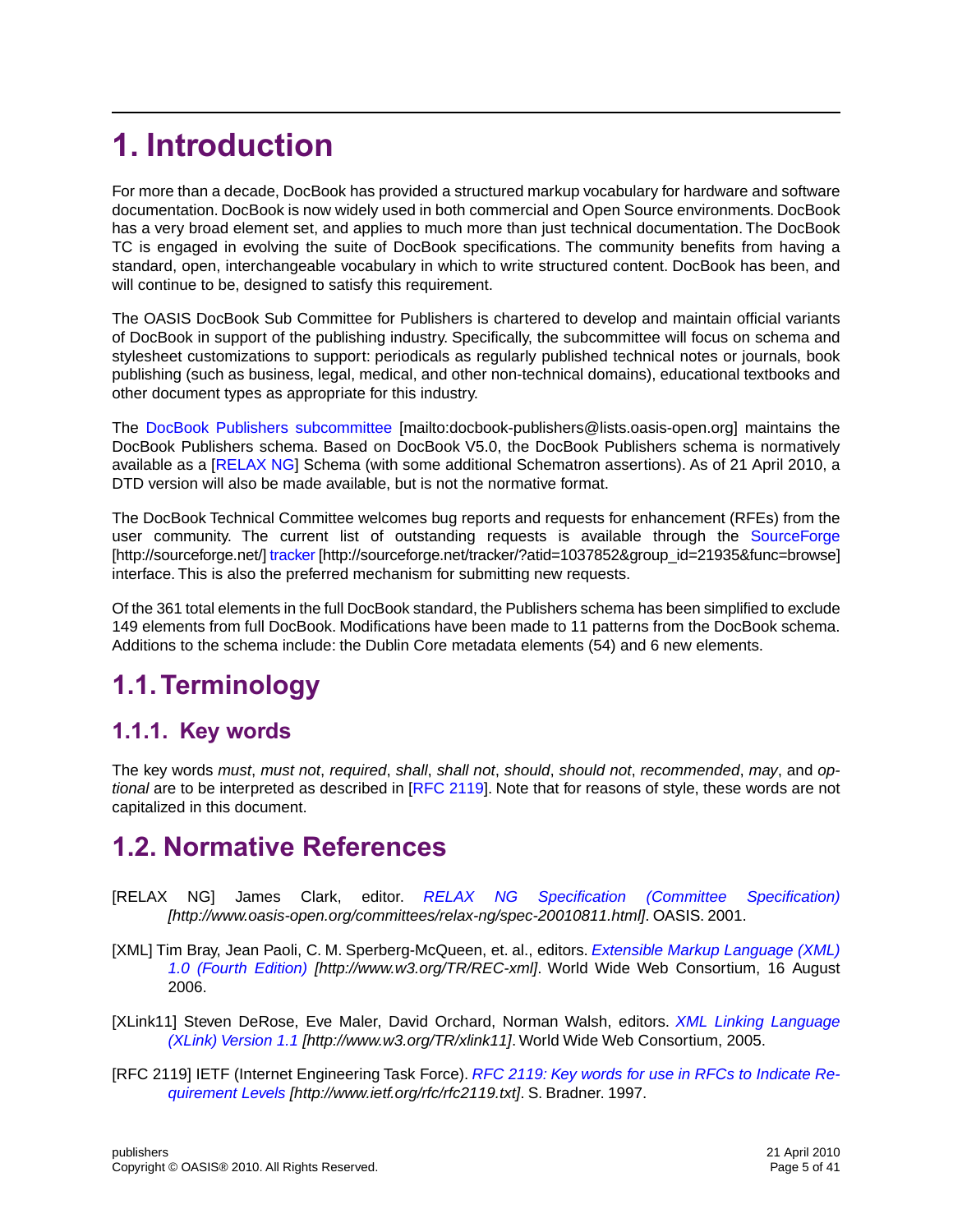# 1. Introduction

For more than a decade, DocBook has provided a structured markup vocabulary for hardware and software documentation. DocBook is now widely used in both commercial and Open Source environments. DocBook has a very broad element set, and applies to much more than just technical documentation. The DocBook TC is engaged in evolving the suite of DocBook specifications. The community benefits from having a standard, open, interchangeable vocabulary in which to write structured content. DocBook has been, and will continue to be, designed to satisfy this requirement.

The OASIS DocBook Sub Committee for Publishers is chartered to develop and maintain official variants of DocBook in support of the publishing industry. Specifically, the subcommittee will focus on schema and stylesheet customizations to support: periodicals as regularly published technical notes or journals, book publishing (such as business, legal, medical, and other non-technical domains), educational textbooks and other document types as appropriate for this industry.

The DocBook Publishers subcommittee [mailto:docbook-publishers@lists.oasis-open.org] maintains the DocBook Publishers schema. Based on DocBook V5.0, the DocBook Publishers schema is normatively available as a [RELAX NG] Schema (with some additional Schematron assertions). As of 21 April 2010, a DTD version will also be made available, but is not the normative format.

The DocBook Technical Committee welcomes bug reports and requests for enhancement (RFEs) from the user community. The current list of outstanding requests is available through the SourceForge [http://sourceforge.net/] tracker [http://sourceforge.net/tracker/?atid=1037852&group_id=21935&func=browse] interface. This is also the preferred mechanism for submitting new requests.

Of the 361 total elements in the full DocBook standard, the Publishers schema has been simplified to exclude 149 elements from full DocBook. Modifications have been made to 11 patterns from the DocBook schema. Additions to the schema include: the Dublin Core metadata elements (54) and 6 new elements.

## 1.1. Terminology

### 1.1.1. Key words

The key words *must*, *must not*, *required*, *shall*, *shall not*, *should*, *should not*, *recommended*, *may*, and *optional* are to be interpreted as described in [RFC 2119]. Note that for reasons of style, these words are not capitalized in this document.

## 1.2. Normative References

[RELAX NG] James Clark, editor. *RELAX NG Specification (Committee Specification) [http://www.oasis-open.org/committees/relax-ng/spec-20010811.html]*. OASIS. 2001.

[XML] Tim Bray, Jean Paoli, C. M. Sperberg-McQueen, et. al., editors. *Extensible Markup Language (XML) 1.0 (Fourth Edition) [http://www.w3.org/TR/REC-xml]*. World Wide Web Consortium, 16 August 2006.

[XLink11] Steven DeRose, Eve Maler, David Orchard, Norman Walsh, editors. *XML Linking Language (XLink) Version 1.1 [http://www.w3.org/TR/xlink11]*. World Wide Web Consortium, 2005.

[RFC 2119] IETF (Internet Engineering Task Force). *RFC 2119: Key words for use in RFCs to Indicate Requirement Levels [http://www.ietf.org/rfc/rfc2119.txt]*. S. Bradner. 1997.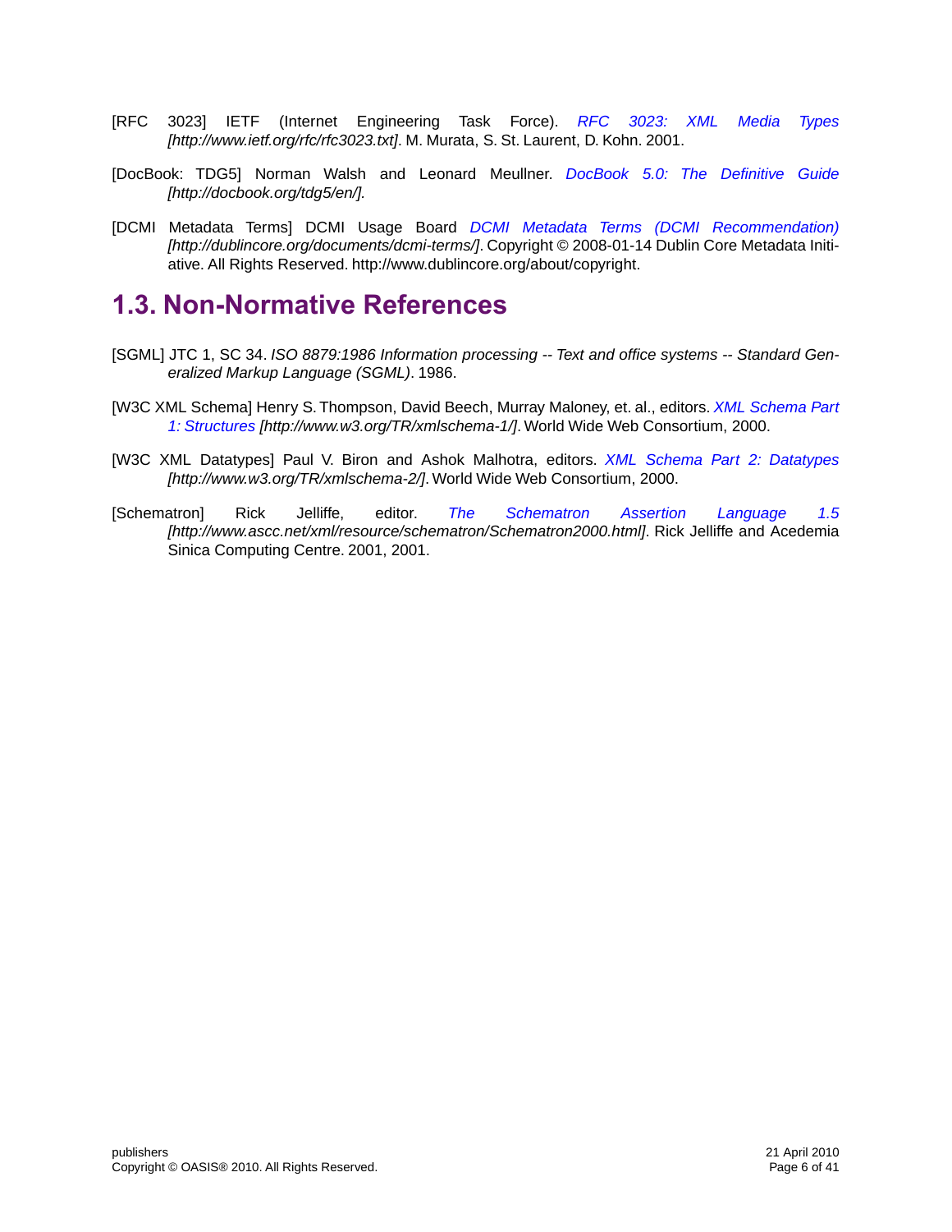[RFC 3023] IETF (Internet Engineering Task Force). *RFC 3023: XML Media Types [http://www.ietf.org/rfc/rfc3023.txt]*. M. Murata, S. St. Laurent, D. Kohn. 2001.

[DocBook: TDG5] Norman Walsh and Leonard Meullner. *DocBook 5.0: The Definitive Guide [http://docbook.org/tdg5/en/].*

[DCMI Metadata Terms] DCMI Usage Board *DCMI Metadata Terms (DCMI Recommendation) [http://dublincore.org/documents/dcmi-terms/]*. Copyright © 2008-01-14 Dublin Core Metadata Initiative. All Rights Reserved. http://www.dublincore.org/about/copyright.

## 1.3. Non-Normative References

[SGML] JTC 1, SC 34. *ISO 8879:1986 Information processing -- Text and office systems -- Standard Generalized Markup Language (SGML)*. 1986.

[W3C XML Schema] Henry S. Thompson, David Beech, Murray Maloney, et. al., editors. *XML Schema Part 1: Structures [http://www.w3.org/TR/xmlschema-1/]*. World Wide Web Consortium, 2000.

[W3C XML Datatypes] Paul V. Biron and Ashok Malhotra, editors. *XML Schema Part 2: Datatypes [http://www.w3.org/TR/xmlschema-2/]*. World Wide Web Consortium, 2000.

[Schematron] Rick Jelliffe, editor. *The Schematron Assertion Language 1.5 [http://www.ascc.net/xml/resource/schematron/Schematron2000.html]*. Rick Jelliffe and Acedemia Sinica Computing Centre. 2001, 2001.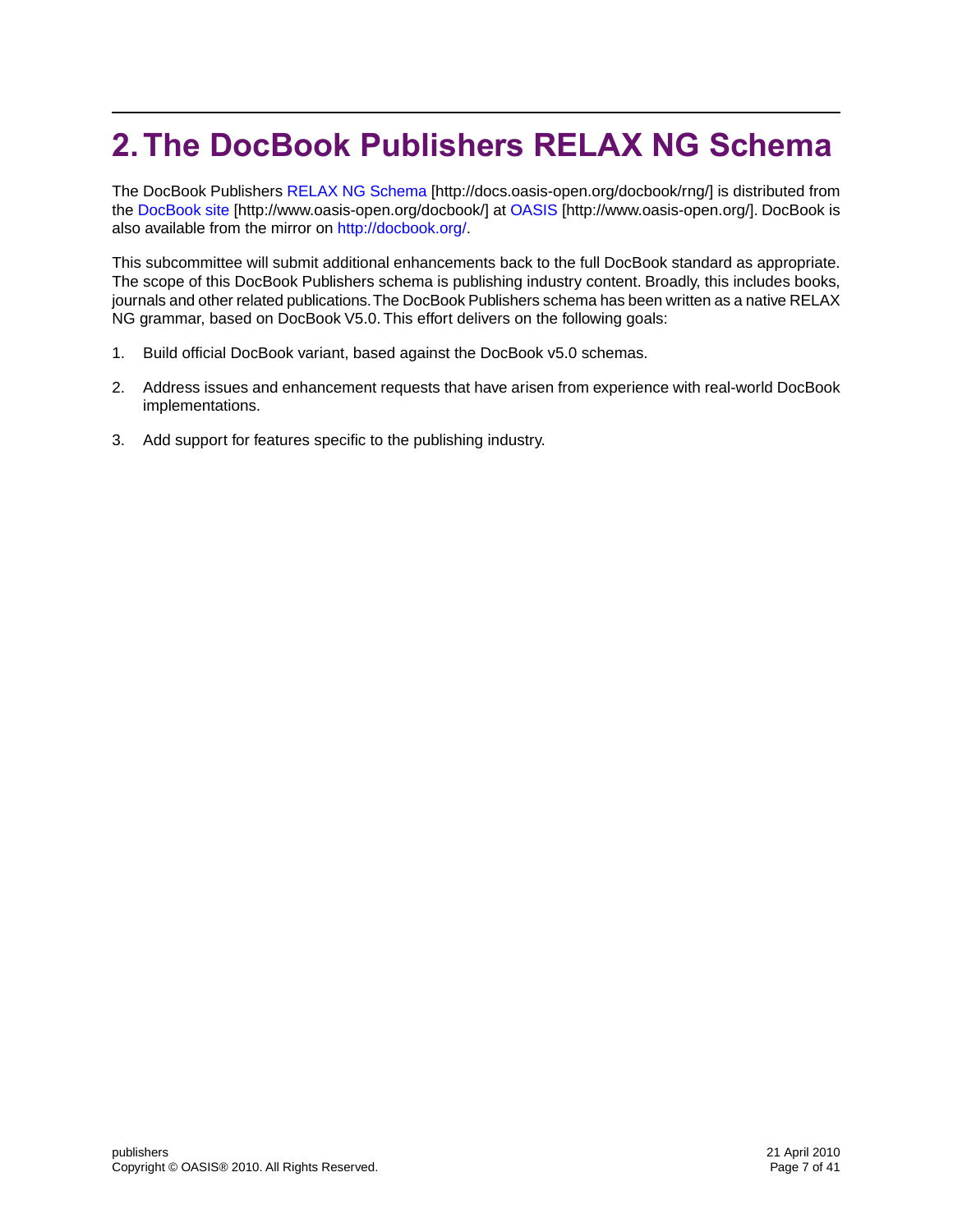# 2. The DocBook Publishers RELAX NG Schema

The DocBook Publishers RELAX NG Schema [http://docs.oasis-open.org/docbook/rng/] is distributed from the DocBook site [http://www.oasis-open.org/docbook/] at OASIS [http://www.oasis-open.org/]. DocBook is also available from the mirror on http://docbook.org/.

This subcommittee will submit additional enhancements back to the full DocBook standard as appropriate. The scope of this DocBook Publishers schema is publishing industry content. Broadly, this includes books, journals and other related publications. The DocBook Publishers schema has been written as a native RELAX NG grammar, based on DocBook V5.0. This effort delivers on the following goals:

1. Build official DocBook variant, based against the DocBook v5.0 schemas.
2. Address issues and enhancement requests that have arisen from experience with real-world DocBook implementations.
3. Add support for features specific to the publishing industry.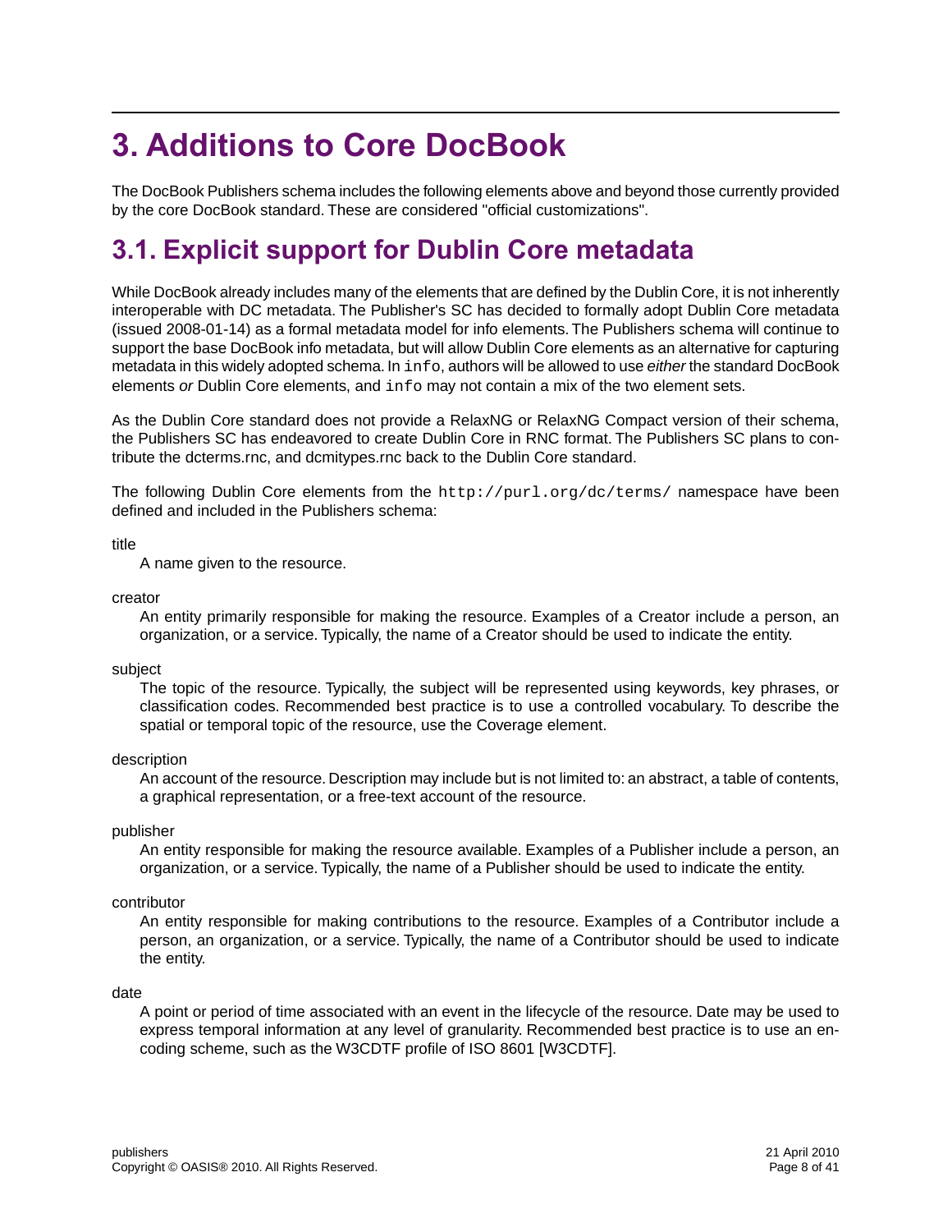# 3. Additions to Core DocBook

The DocBook Publishers schema includes the following elements above and beyond those currently provided by the core DocBook standard. These are considered "official customizations".

## 3.1. Explicit support for Dublin Core metadata

While DocBook already includes many of the elements that are defined by the Dublin Core, it is not inherently interoperable with DC metadata. The Publisher's SC has decided to formally adopt Dublin Core metadata (issued 2008-01-14) as a formal metadata model for info elements. The Publishers schema will continue to support the base DocBook info metadata, but will allow Dublin Core elements as an alternative for capturing metadata in this widely adopted schema. In `info`, authors will be allowed to use *either* the standard DocBook elements *or* Dublin Core elements, and `info` may not contain a mix of the two element sets.

As the Dublin Core standard does not provide a RelaxNG or RelaxNG Compact version of their schema, the Publishers SC has endeavored to create Dublin Core in RNC format. The Publishers SC plans to contribute the dcterms.rnc, and dcmitypes.rnc back to the Dublin Core standard.

The following Dublin Core elements from the `http://purl.org/dc/terms/` namespace have been defined and included in the Publishers schema:

title
: A name given to the resource.

creator
: An entity primarily responsible for making the resource. Examples of a Creator include a person, an organization, or a service. Typically, the name of a Creator should be used to indicate the entity.

subject
: The topic of the resource. Typically, the subject will be represented using keywords, key phrases, or classification codes. Recommended best practice is to use a controlled vocabulary. To describe the spatial or temporal topic of the resource, use the Coverage element.

description
: An account of the resource. Description may include but is not limited to: an abstract, a table of contents, a graphical representation, or a free-text account of the resource.

publisher
: An entity responsible for making the resource available. Examples of a Publisher include a person, an organization, or a service. Typically, the name of a Publisher should be used to indicate the entity.

contributor
: An entity responsible for making contributions to the resource. Examples of a Contributor include a person, an organization, or a service. Typically, the name of a Contributor should be used to indicate the entity.

date
: A point or period of time associated with an event in the lifecycle of the resource. Date may be used to express temporal information at any level of granularity. Recommended best practice is to use an encoding scheme, such as the W3CDTF profile of ISO 8601 [W3CDTF].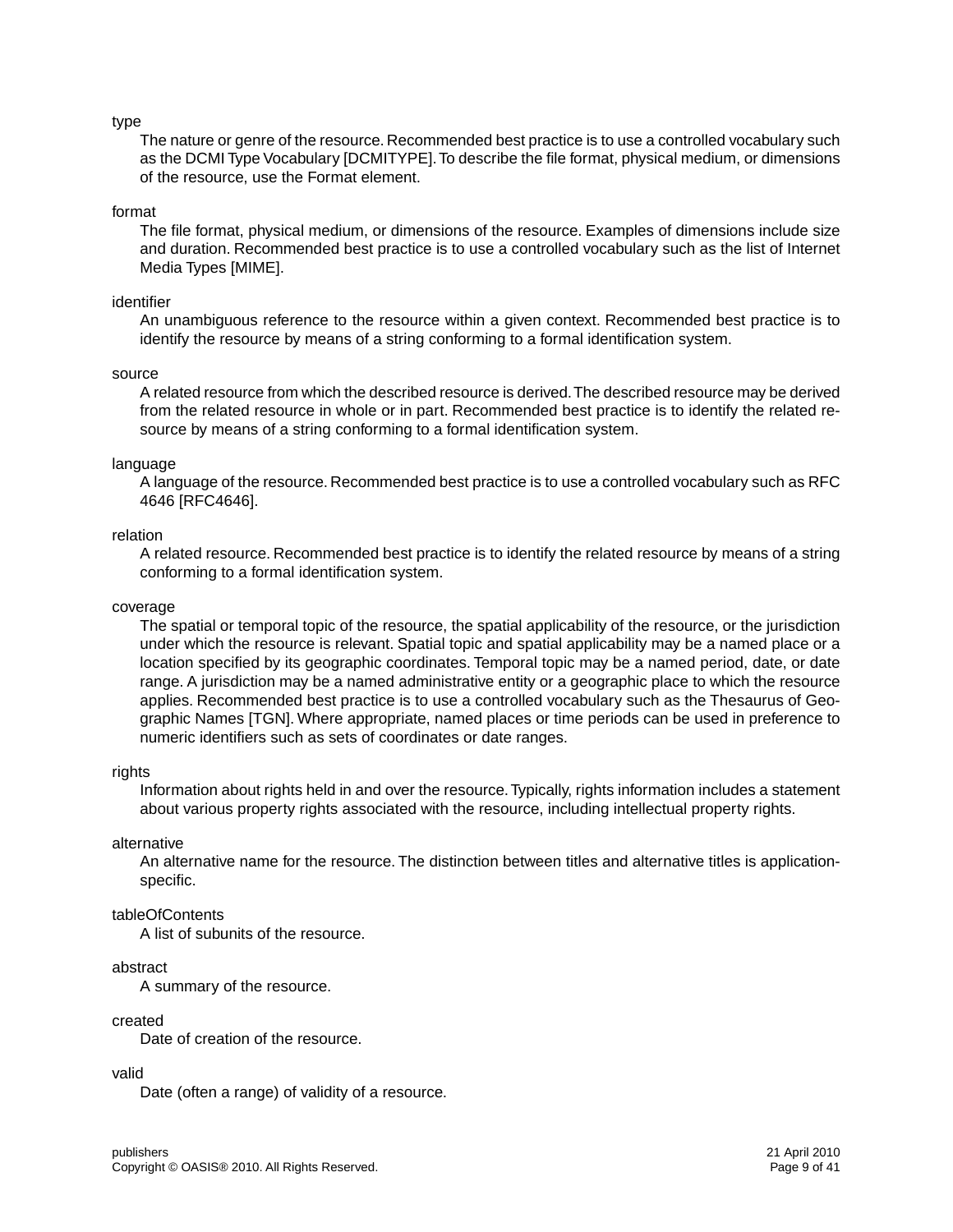type

: The nature or genre of the resource. Recommended best practice is to use a controlled vocabulary such as the DCMI Type Vocabulary [DCMITYPE]. To describe the file format, physical medium, or dimensions of the resource, use the Format element.

format

: The file format, physical medium, or dimensions of the resource. Examples of dimensions include size and duration. Recommended best practice is to use a controlled vocabulary such as the list of Internet Media Types [MIME].

identifier

: An unambiguous reference to the resource within a given context. Recommended best practice is to identify the resource by means of a string conforming to a formal identification system.

source

: A related resource from which the described resource is derived. The described resource may be derived from the related resource in whole or in part. Recommended best practice is to identify the related resource by means of a string conforming to a formal identification system.

language

: A language of the resource. Recommended best practice is to use a controlled vocabulary such as RFC 4646 [RFC4646].

relation

: A related resource. Recommended best practice is to identify the related resource by means of a string conforming to a formal identification system.

coverage

: The spatial or temporal topic of the resource, the spatial applicability of the resource, or the jurisdiction under which the resource is relevant. Spatial topic and spatial applicability may be a named place or a location specified by its geographic coordinates. Temporal topic may be a named period, date, or date range. A jurisdiction may be a named administrative entity or a geographic place to which the resource applies. Recommended best practice is to use a controlled vocabulary such as the Thesaurus of Geographic Names [TGN]. Where appropriate, named places or time periods can be used in preference to numeric identifiers such as sets of coordinates or date ranges.

rights

: Information about rights held in and over the resource. Typically, rights information includes a statement about various property rights associated with the resource, including intellectual property rights.

alternative

: An alternative name for the resource. The distinction between titles and alternative titles is application-specific.

tableOfContents

: A list of subunits of the resource.

abstract

: A summary of the resource.

created

: Date of creation of the resource.

valid

: Date (often a range) of validity of a resource.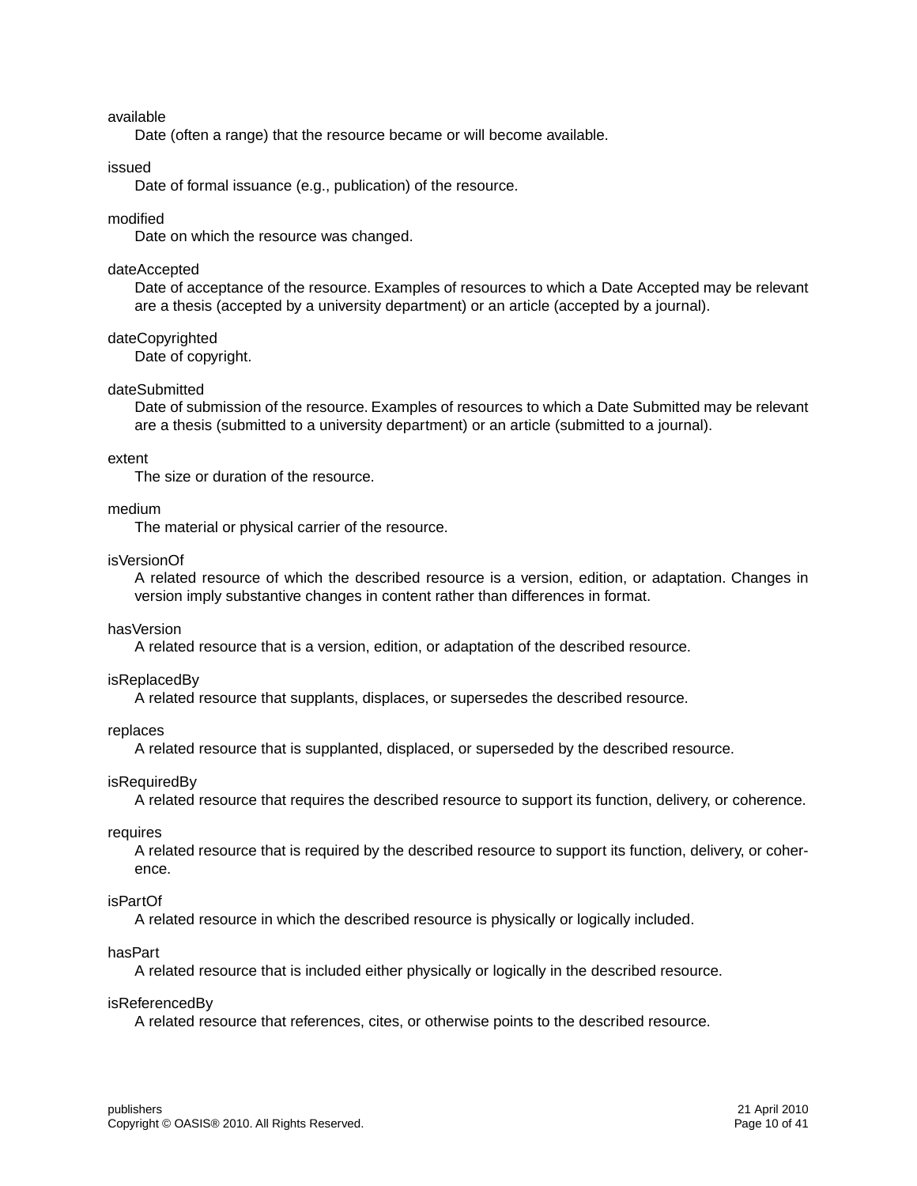available
: Date (often a range) that the resource became or will become available.

issued
: Date of formal issuance (e.g., publication) of the resource.

modified
: Date on which the resource was changed.

dateAccepted
: Date of acceptance of the resource. Examples of resources to which a Date Accepted may be relevant are a thesis (accepted by a university department) or an article (accepted by a journal).

dateCopyrighted
: Date of copyright.

dateSubmitted
: Date of submission of the resource. Examples of resources to which a Date Submitted may be relevant are a thesis (submitted to a university department) or an article (submitted to a journal).

extent
: The size or duration of the resource.

medium
: The material or physical carrier of the resource.

isVersionOf
: A related resource of which the described resource is a version, edition, or adaptation. Changes in version imply substantive changes in content rather than differences in format.

hasVersion
: A related resource that is a version, edition, or adaptation of the described resource.

isReplacedBy
: A related resource that supplants, displaces, or supersedes the described resource.

replaces
: A related resource that is supplanted, displaced, or superseded by the described resource.

isRequiredBy
: A related resource that requires the described resource to support its function, delivery, or coherence.

requires
: A related resource that is required by the described resource to support its function, delivery, or coherence.

isPartOf
: A related resource in which the described resource is physically or logically included.

hasPart
: A related resource that is included either physically or logically in the described resource.

isReferencedBy
: A related resource that references, cites, or otherwise points to the described resource.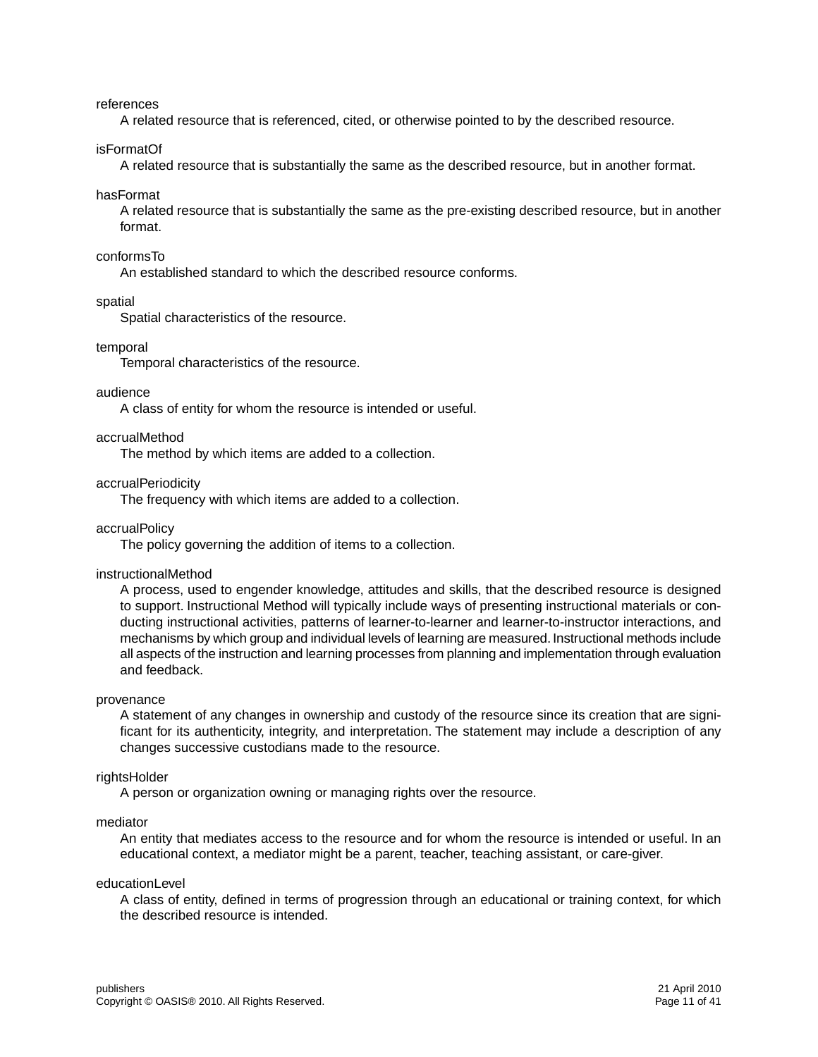references
: A related resource that is referenced, cited, or otherwise pointed to by the described resource.

isFormatOf
: A related resource that is substantially the same as the described resource, but in another format.

hasFormat
: A related resource that is substantially the same as the pre-existing described resource, but in another format.

conformsTo
: An established standard to which the described resource conforms.

spatial
: Spatial characteristics of the resource.

temporal
: Temporal characteristics of the resource.

audience
: A class of entity for whom the resource is intended or useful.

accrualMethod
: The method by which items are added to a collection.

accrualPeriodicity
: The frequency with which items are added to a collection.

accrualPolicy
: The policy governing the addition of items to a collection.

instructionalMethod
: A process, used to engender knowledge, attitudes and skills, that the described resource is designed to support. Instructional Method will typically include ways of presenting instructional materials or conducting instructional activities, patterns of learner-to-learner and learner-to-instructor interactions, and mechanisms by which group and individual levels of learning are measured. Instructional methods include all aspects of the instruction and learning processes from planning and implementation through evaluation and feedback.

provenance
: A statement of any changes in ownership and custody of the resource since its creation that are significant for its authenticity, integrity, and interpretation. The statement may include a description of any changes successive custodians made to the resource.

rightsHolder
: A person or organization owning or managing rights over the resource.

mediator
: An entity that mediates access to the resource and for whom the resource is intended or useful. In an educational context, a mediator might be a parent, teacher, teaching assistant, or care-giver.

educationLevel
: A class of entity, defined in terms of progression through an educational or training context, for which the described resource is intended.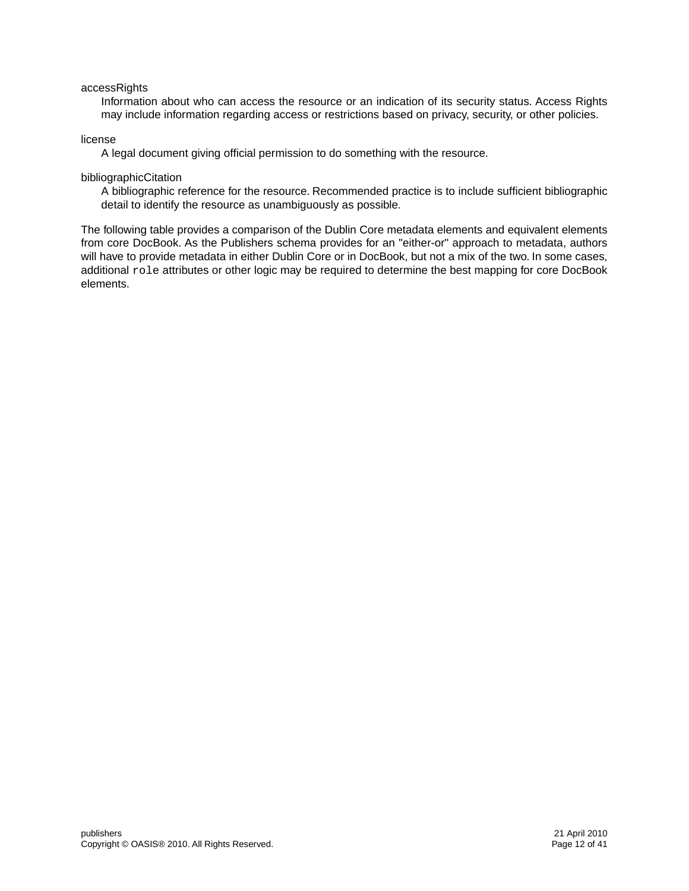accessRights
: Information about who can access the resource or an indication of its security status. Access Rights may include information regarding access or restrictions based on privacy, security, or other policies.

license
: A legal document giving official permission to do something with the resource.

bibliographicCitation
: A bibliographic reference for the resource. Recommended practice is to include sufficient bibliographic detail to identify the resource as unambiguously as possible.

The following table provides a comparison of the Dublin Core metadata elements and equivalent elements from core DocBook. As the Publishers schema provides for an "either-or" approach to metadata, authors will have to provide metadata in either Dublin Core or in DocBook, but not a mix of the two. In some cases, additional `role` attributes or other logic may be required to determine the best mapping for core DocBook elements.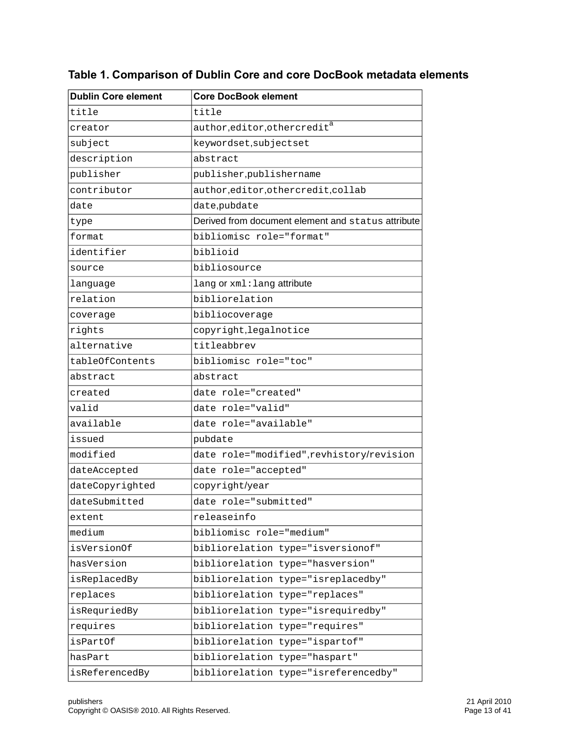### Table 1. Comparison of Dublin Core and core DocBook metadata elements

| Dublin Core element | Core DocBook element |
| --- | --- |
| title | title |
| creator | author,editor,othercredit[a] |
| subject | keywordset,subjectset |
| description | abstract |
| publisher | publisher,publishername |
| contributor | author,editor,othercredit,collab |
| date | date,pubdate |
| type | Derived from document element and status attribute |
| format | bibliomisc role="format" |
| identifier | biblioid |
| source | bibliosource |
| language | lang or xml:lang attribute |
| relation | bibliorelation |
| coverage | bibliocoverage |
| rights | copyright,legalnotice |
| alternative | titleabbrev |
| tableOfContents | bibliomisc role="toc" |
| abstract | abstract |
| created | date role="created" |
| valid | date role="valid" |
| available | date role="available" |
| issued | pubdate |
| modified | date role="modified",revhistory/revision |
| dateAccepted | date role="accepted" |
| dateCopyrighted | copyright/year |
| dateSubmitted | date role="submitted" |
| extent | releaseinfo |
| medium | bibliomisc role="medium" |
| isVersionOf | bibliorelation type="isversionof" |
| hasVersion | bibliorelation type="hasversion" |
| isReplacedBy | bibliorelation type="isreplacedby" |
| replaces | bibliorelation type="replaces" |
| isRequriedBy | bibliorelation type="isrequiredby" |
| requires | bibliorelation type="requires" |
| isPartOf | bibliorelation type="ispartof" |
| hasPart | bibliorelation type="haspart" |
| isReferencedBy | bibliorelation type="isreferencedby" |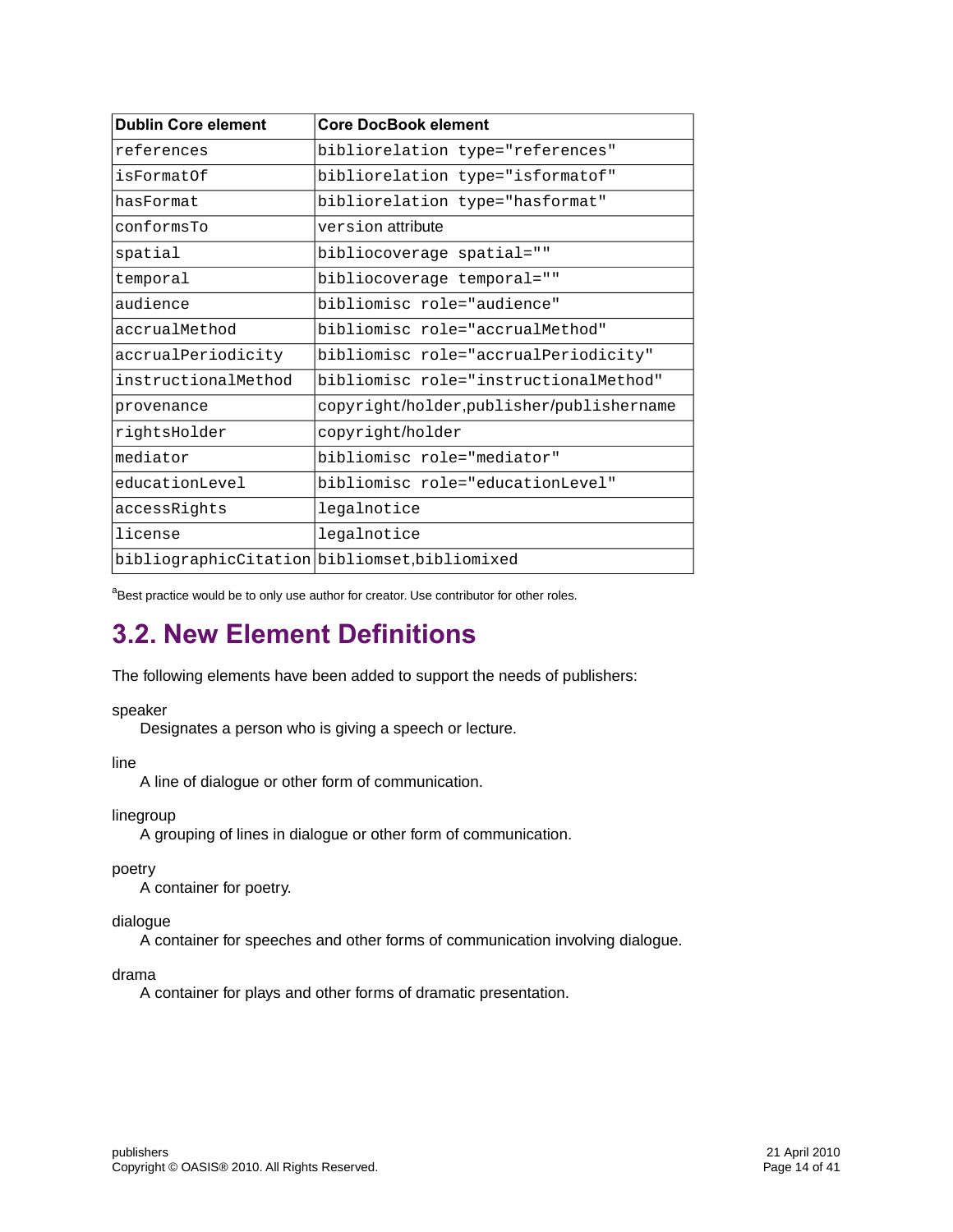| Dublin Core element | Core DocBook element |
|---|---|
| references | bibliorelation type="references" |
| isFormatOf | bibliorelation type="isformatof" |
| hasFormat | bibliorelation type="hasformat" |
| conformsTo | version attribute |
| spatial | bibliocoverage spatial="" |
| temporal | bibliocoverage temporal="" |
| audience | bibliomisc role="audience" |
| accrualMethod | bibliomisc role="accrualMethod" |
| accrualPeriodicity | bibliomisc role="accrualPeriodicity" |
| instructionalMethod | bibliomisc role="instructionalMethod" |
| provenance | copyright/holder,publisher/publishername |
| rightsHolder | copyright/holder |
| mediator | bibliomisc role="mediator" |
| educationLevel | bibliomisc role="educationLevel" |
| accessRights | legalnotice |
| license | legalnotice |
| bibliographicCitation | bibliomset,bibliomixed |

[a]Best practice would be to only use author for creator. Use contributor for other roles.

## 3.2. New Element Definitions

The following elements have been added to support the needs of publishers:

speaker
: Designates a person who is giving a speech or lecture.

line
: A line of dialogue or other form of communication.

linegroup
: A grouping of lines in dialogue or other form of communication.

poetry
: A container for poetry.

dialogue
: A container for speeches and other forms of communication involving dialogue.

drama
: A container for plays and other forms of dramatic presentation.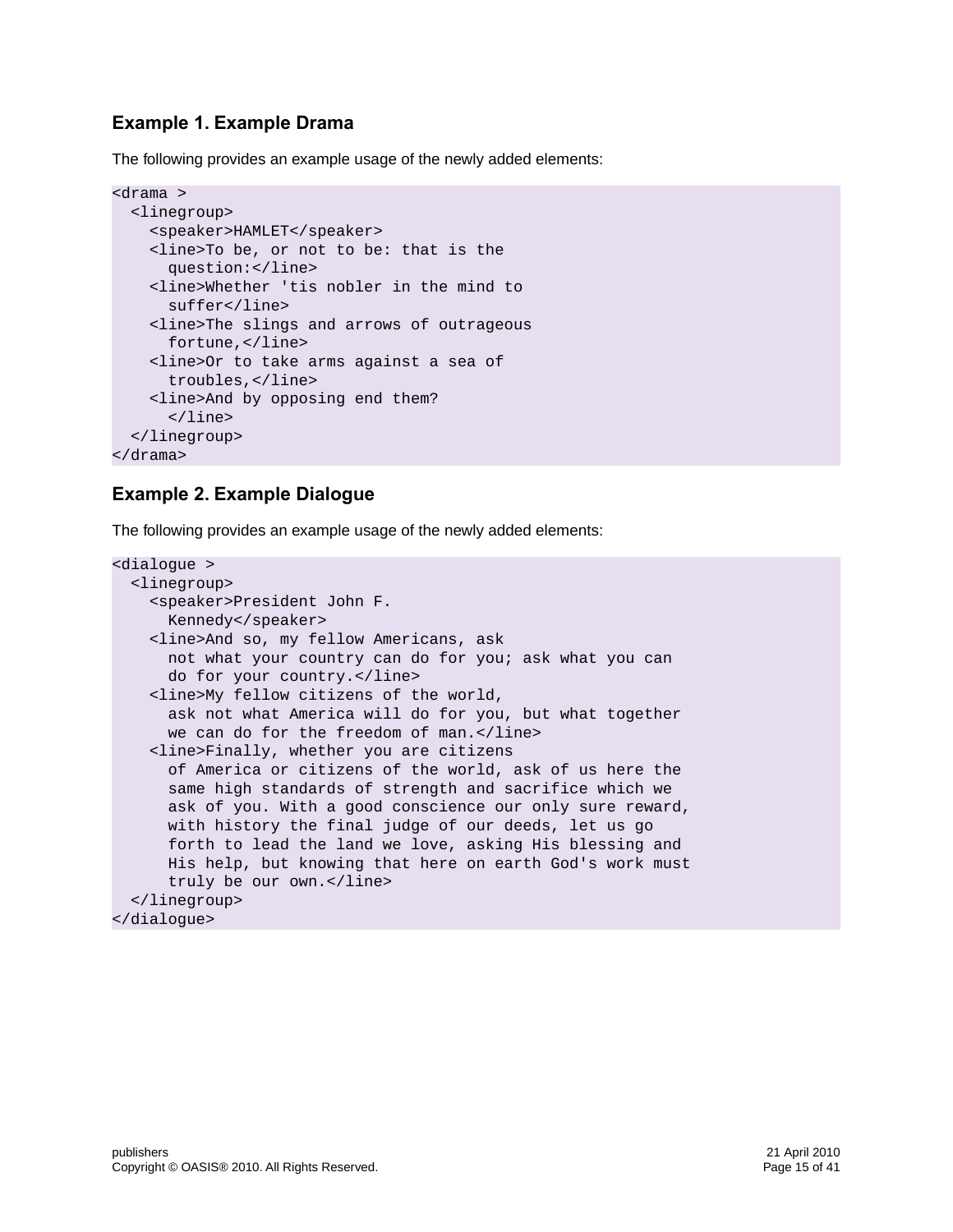### Example 1. Example Drama

The following provides an example usage of the newly added elements:

```
<drama >
  <linegroup>
    <speaker>HAMLET</speaker>
    <line>To be, or not to be: that is the
      question:</line>
    <line>Whether 'tis nobler in the mind to
      suffer</line>
    <line>The slings and arrows of outrageous
      fortune,</line>
    <line>Or to take arms against a sea of
      troubles,</line>
    <line>And by opposing end them?
      </line>
  </linegroup>
</drama>
```

### Example 2. Example Dialogue

The following provides an example usage of the newly added elements:

```
<dialogue >
  <linegroup>
    <speaker>President John F.
      Kennedy</speaker>
    <line>And so, my fellow Americans, ask
      not what your country can do for you; ask what you can
      do for your country.</line>
    <line>My fellow citizens of the world,
      ask not what America will do for you, but what together
      we can do for the freedom of man.</line>
    <line>Finally, whether you are citizens
      of America or citizens of the world, ask of us here the
      same high standards of strength and sacrifice which we
      ask of you. With a good conscience our only sure reward,
      with history the final judge of our deeds, let us go
      forth to lead the land we love, asking His blessing and
      His help, but knowing that here on earth God's work must
      truly be our own.</line>
  </linegroup>
</dialogue>
```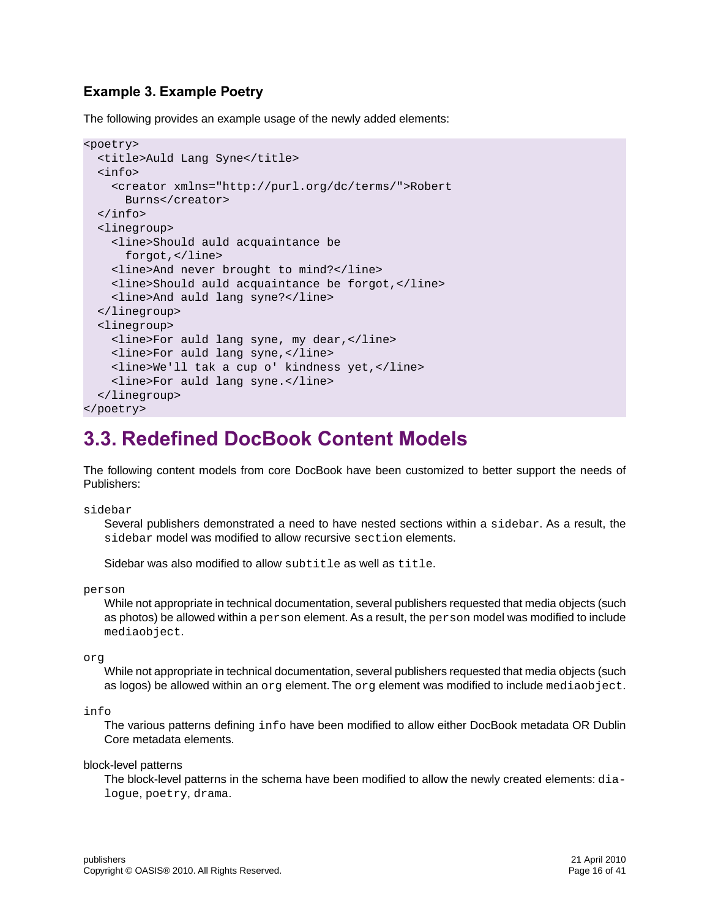### Example 3. Example Poetry

The following provides an example usage of the newly added elements:

```
<poetry>
  <title>Auld Lang Syne</title>
  <info>
    <creator xmlns="http://purl.org/dc/terms/">Robert
      Burns</creator>
  </info>
  <linegroup>
    <line>Should auld acquaintance be
      forgot,</line>
    <line>And never brought to mind?</line>
    <line>Should auld acquaintance be forgot,</line>
    <line>And auld lang syne?</line>
  </linegroup>
  <linegroup>
    <line>For auld lang syne, my dear,</line>
    <line>For auld lang syne,</line>
    <line>We'll tak a cup o' kindness yet,</line>
    <line>For auld lang syne.</line>
  </linegroup>
</poetry>
```

## 3.3. Redefined DocBook Content Models

The following content models from core DocBook have been customized to better support the needs of Publishers:

`sidebar`
: Several publishers demonstrated a need to have nested sections within a `sidebar`. As a result, the `sidebar` model was modified to allow recursive `section` elements.

  Sidebar was also modified to allow `subtitle` as well as `title`.

`person`
: While not appropriate in technical documentation, several publishers requested that media objects (such as photos) be allowed within a `person` element. As a result, the `person` model was modified to include `mediaobject`.

`org`
: While not appropriate in technical documentation, several publishers requested that media objects (such as logos) be allowed within an `org` element. The `org` element was modified to include `mediaobject`.

`info`
: The various patterns defining `info` have been modified to allow either DocBook metadata OR Dublin Core metadata elements.

block-level patterns
: The block-level patterns in the schema have been modified to allow the newly created elements: `dialogue`, `poetry`, `drama`.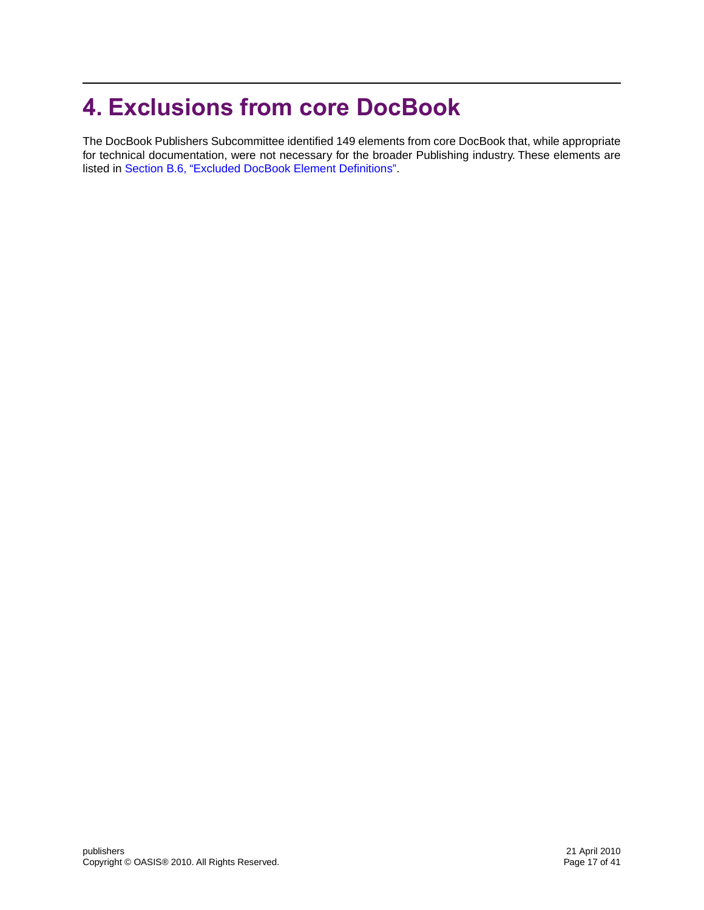# 4. Exclusions from core DocBook

The DocBook Publishers Subcommittee identified 149 elements from core DocBook that, while appropriate for technical documentation, were not necessary for the broader Publishing industry. These elements are listed in Section B.6, "Excluded DocBook Element Definitions".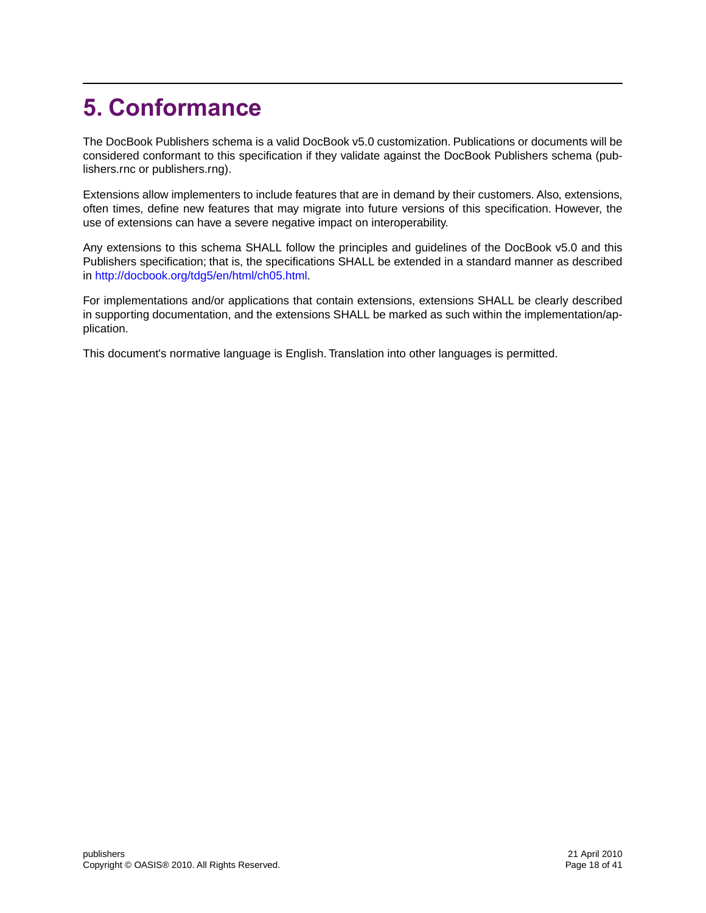# 5. Conformance

The DocBook Publishers schema is a valid DocBook v5.0 customization. Publications or documents will be considered conformant to this specification if they validate against the DocBook Publishers schema (publishers.rnc or publishers.rng).

Extensions allow implementers to include features that are in demand by their customers. Also, extensions, often times, define new features that may migrate into future versions of this specification. However, the use of extensions can have a severe negative impact on interoperability.

Any extensions to this schema SHALL follow the principles and guidelines of the DocBook v5.0 and this Publishers specification; that is, the specifications SHALL be extended in a standard manner as described in http://docbook.org/tdg5/en/html/ch05.html.

For implementations and/or applications that contain extensions, extensions SHALL be clearly described in supporting documentation, and the extensions SHALL be marked as such within the implementation/application.

This document's normative language is English. Translation into other languages is permitted.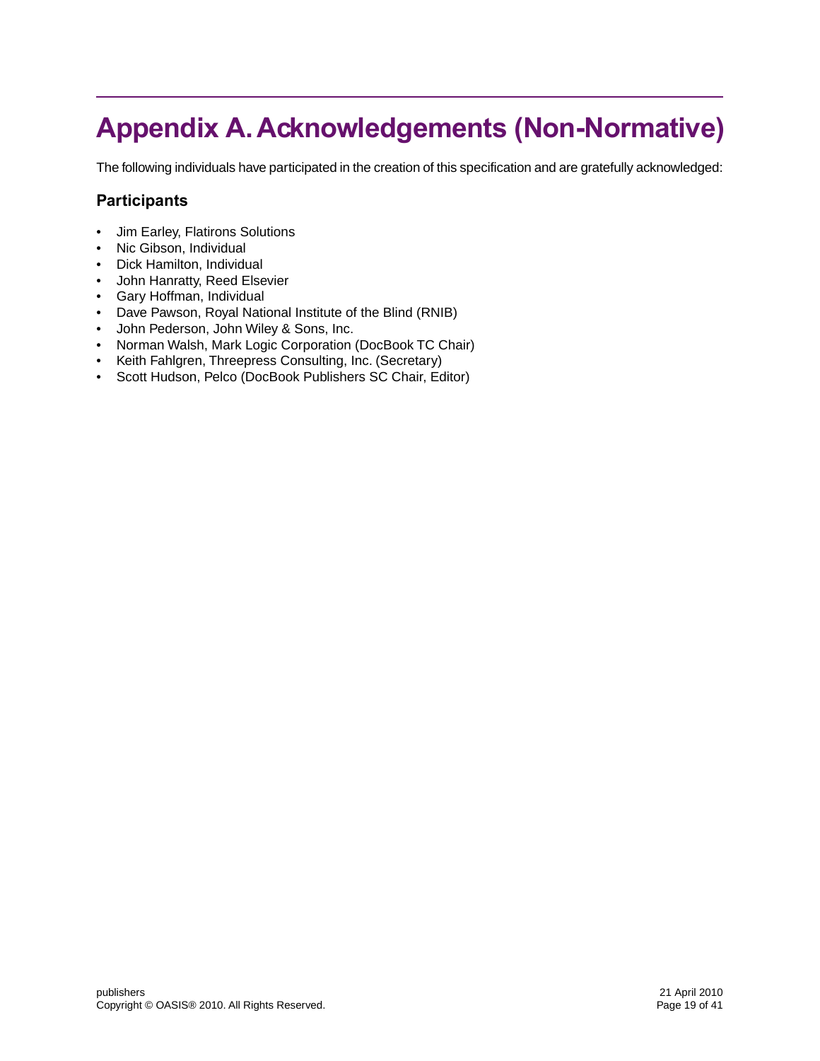# Appendix A. Acknowledgements (Non-Normative)

The following individuals have participated in the creation of this specification and are gratefully acknowledged:

### Participants

- Jim Earley, Flatirons Solutions
- Nic Gibson, Individual
- Dick Hamilton, Individual
- John Hanratty, Reed Elsevier
- Gary Hoffman, Individual
- Dave Pawson, Royal National Institute of the Blind (RNIB)
- John Pederson, John Wiley & Sons, Inc.
- Norman Walsh, Mark Logic Corporation (DocBook TC Chair)
- Keith Fahlgren, Threepress Consulting, Inc. (Secretary)
- Scott Hudson, Pelco (DocBook Publishers SC Chair, Editor)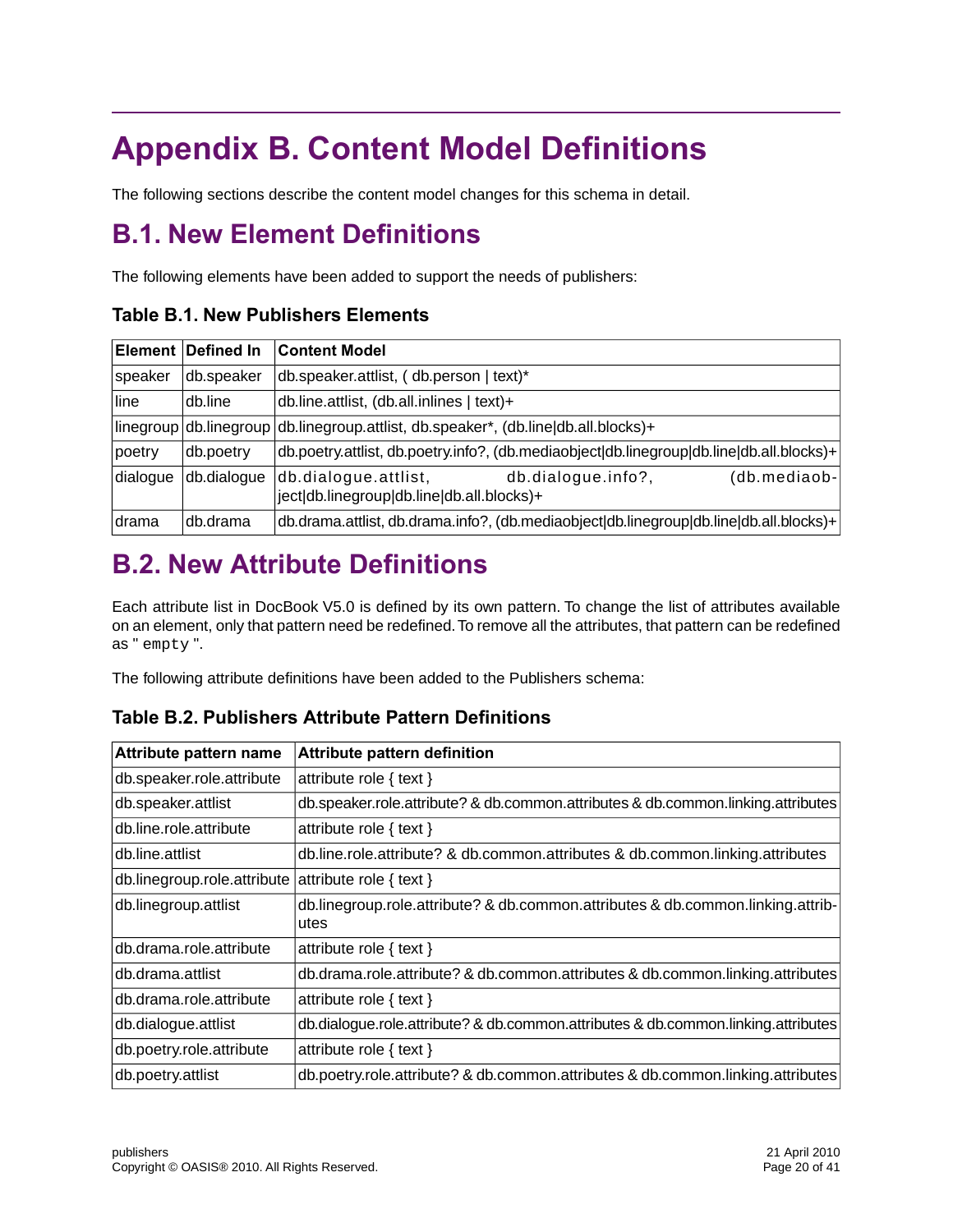# Appendix B. Content Model Definitions

The following sections describe the content model changes for this schema in detail.

## B.1. New Element Definitions

The following elements have been added to support the needs of publishers:

### Table B.1. New Publishers Elements

| Element | Defined In | Content Model |
|---|---|---|
| speaker | db.speaker | db.speaker.attlist, ( db.person \| text)* |
| line | db.line | db.line.attlist, (db.all.inlines \| text)+ |
| linegroup | db.linegroup | db.linegroup.attlist, db.speaker*, (db.line\|db.all.blocks)+ |
| poetry | db.poetry | db.poetry.attlist, db.poetry.info?, (db.mediaobject\|db.linegroup\|db.line\|db.all.blocks)+ |
| dialogue | db.dialogue | db.dialogue.attlist, db.dialogue.info?, (db.mediaobject\|db.linegroup\|db.line\|db.all.blocks)+ |
| drama | db.drama | db.drama.attlist, db.drama.info?, (db.mediaobject\|db.linegroup\|db.line\|db.all.blocks)+ |

## B.2. New Attribute Definitions

Each attribute list in DocBook V5.0 is defined by its own pattern. To change the list of attributes available on an element, only that pattern need be redefined. To remove all the attributes, that pattern can be redefined as " `empty` ".

The following attribute definitions have been added to the Publishers schema:

### Table B.2. Publishers Attribute Pattern Definitions

| Attribute pattern name | Attribute pattern definition |
|---|---|
| db.speaker.role.attribute | attribute role { text } |
| db.speaker.attlist | db.speaker.role.attribute? & db.common.attributes & db.common.linking.attributes |
| db.line.role.attribute | attribute role { text } |
| db.line.attlist | db.line.role.attribute? & db.common.attributes & db.common.linking.attributes |
| db.linegroup.role.attribute | attribute role { text } |
| db.linegroup.attlist | db.linegroup.role.attribute? & db.common.attributes & db.common.linking.attributes |
| db.drama.role.attribute | attribute role { text } |
| db.drama.attlist | db.drama.role.attribute? & db.common.attributes & db.common.linking.attributes |
| db.drama.role.attribute | attribute role { text } |
| db.dialogue.attlist | db.dialogue.role.attribute? & db.common.attributes & db.common.linking.attributes |
| db.poetry.role.attribute | attribute role { text } |
| db.poetry.attlist | db.poetry.role.attribute? & db.common.attributes & db.common.linking.attributes |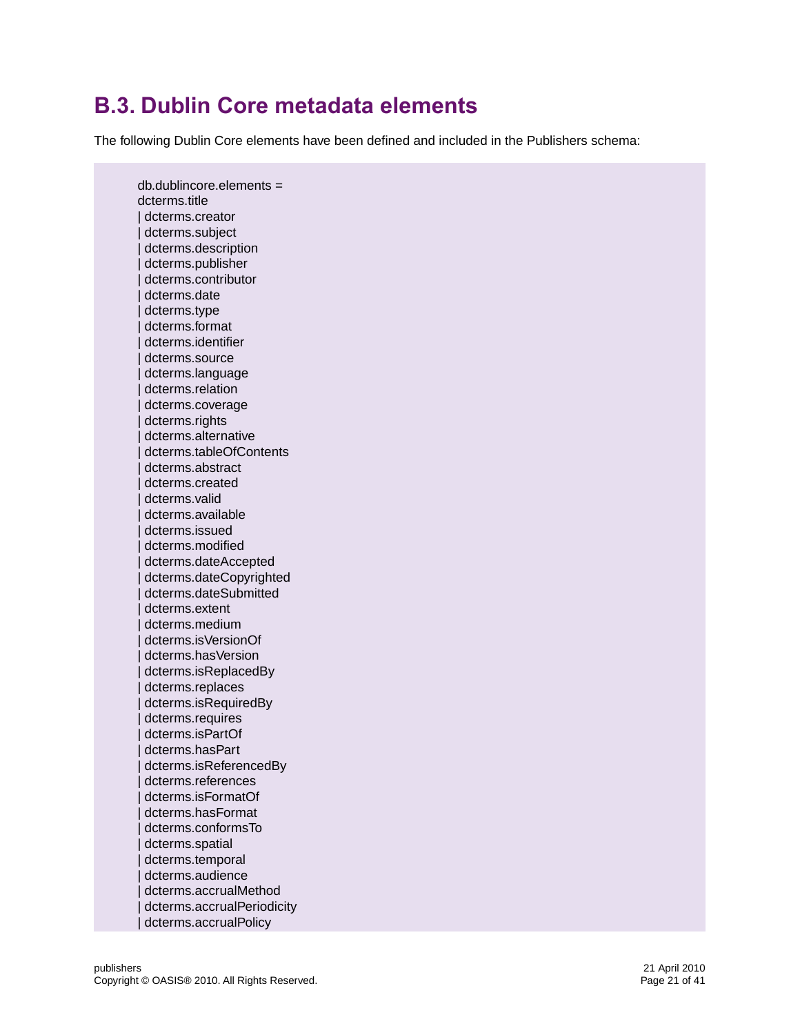## B.3. Dublin Core metadata elements

The following Dublin Core elements have been defined and included in the Publishers schema:

```
db.dublincore.elements =
dcterms.title
| dcterms.creator
| dcterms.subject
| dcterms.description
| dcterms.publisher
| dcterms.contributor
| dcterms.date
| dcterms.type
| dcterms.format
| dcterms.identifier
| dcterms.source
| dcterms.language
| dcterms.relation
| dcterms.coverage
| dcterms.rights
| dcterms.alternative
| dcterms.tableOfContents
| dcterms.abstract
| dcterms.created
| dcterms.valid
| dcterms.available
| dcterms.issued
| dcterms.modified
| dcterms.dateAccepted
| dcterms.dateCopyrighted
| dcterms.dateSubmitted
| dcterms.extent
| dcterms.medium
| dcterms.isVersionOf
| dcterms.hasVersion
| dcterms.isReplacedBy
| dcterms.replaces
| dcterms.isRequiredBy
| dcterms.requires
| dcterms.isPartOf
| dcterms.hasPart
| dcterms.isReferencedBy
| dcterms.references
| dcterms.isFormatOf
| dcterms.hasFormat
| dcterms.conformsTo
| dcterms.spatial
| dcterms.temporal
| dcterms.audience
| dcterms.accrualMethod
| dcterms.accrualPeriodicity
| dcterms.accrualPolicy
```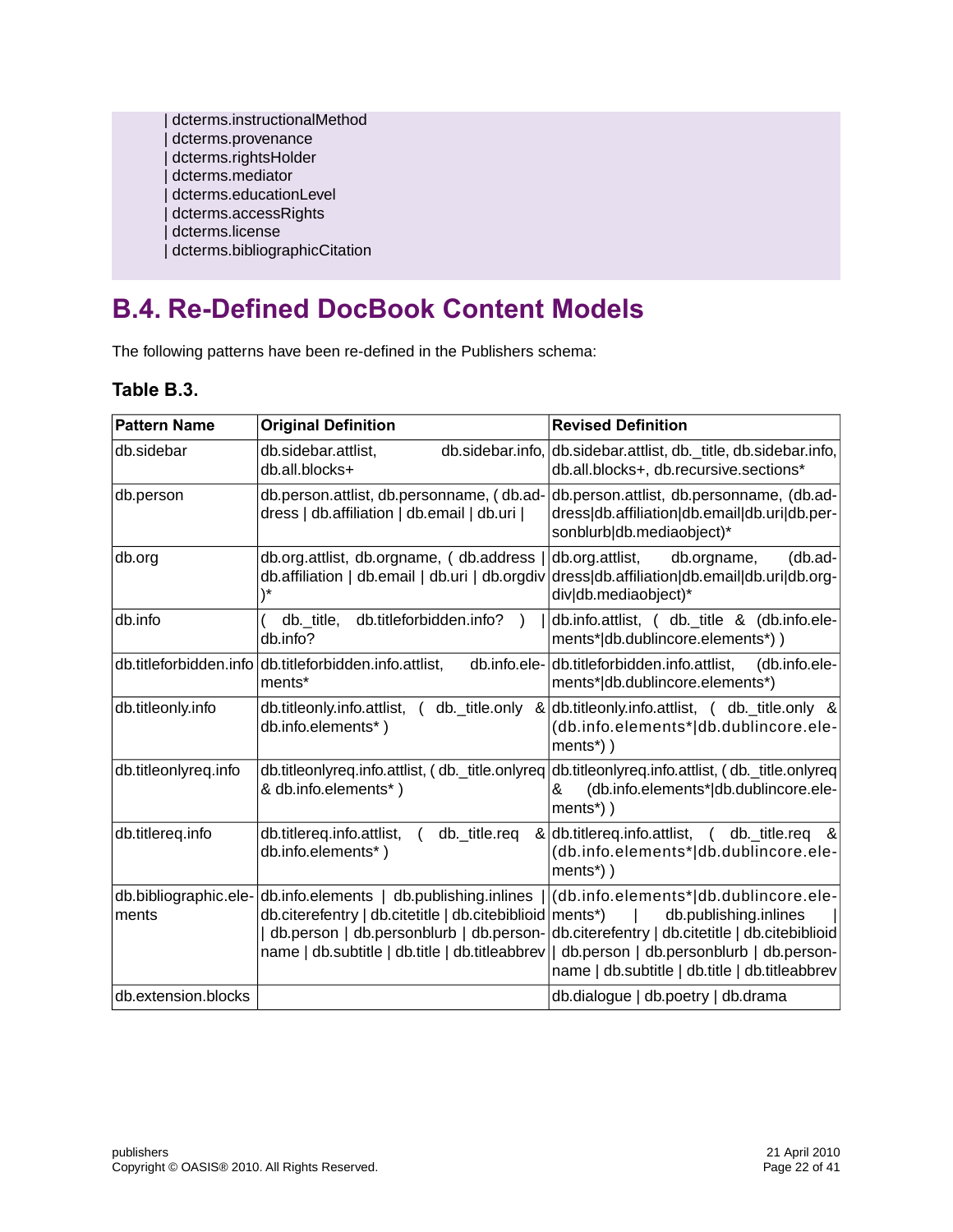```
| dcterms.instructionalMethod
| dcterms.provenance
| dcterms.rightsHolder
| dcterms.mediator
| dcterms.educationLevel
| dcterms.accessRights
| dcterms.license
| dcterms.bibliographicCitation
```

## B.4. Re-Defined DocBook Content Models

The following patterns have been re-defined in the Publishers schema:

### Table B.3.

| Pattern Name | Original Definition | Revised Definition |
|---|---|---|
| db.sidebar | db.sidebar.attlist, db.sidebar.info, db.all.blocks+ | db.sidebar.attlist, db._title, db.sidebar.info, db.all.blocks+, db.recursive.sections* |
| db.person | db.person.attlist, db.personname, ( db.address \| db.affiliation \| db.email \| db.uri \| | db.person.attlist, db.personname, (db.address\|db.affiliation\|db.email\|db.uri\|db.personblurb\|db.mediaobject)* |
| db.org | db.org.attlist, db.orgname, ( db.address \| db.affiliation \| db.email \| db.uri \| db.orgdiv )* | db.org.attlist, db.orgname, (db.address\|db.affiliation\|db.email\|db.uri\|db.orgdiv\|db.mediaobject)* |
| db.info | ( db._title, db.titleforbidden.info? ) \| db.info? | db.info.attlist, ( db._title & (db.info.elements*\|db.dublincore.elements*) ) |
| db.titleforbidden.info | db.titleforbidden.info.attlist, db.info.elements* | db.titleforbidden.info.attlist, (db.info.elements*\|db.dublincore.elements*) |
| db.titleonly.info | db.titleonly.info.attlist, ( db._title.only & db.info.elements* ) | db.titleonly.info.attlist, ( db._title.only & (db.info.elements*\|db.dublincore.elements*) ) |
| db.titleonlyreq.info | db.titleonlyreq.info.attlist, ( db._title.onlyreq & db.info.elements* ) | db.titleonlyreq.info.attlist, ( db._title.onlyreq & (db.info.elements*\|db.dublincore.elements*) ) |
| db.titlereq.info | db.titlereq.info.attlist, ( db._title.req & db.info.elements* ) | db.titlereq.info.attlist, ( db._title.req & (db.info.elements*\|db.dublincore.elements*) ) |
| db.bibliographic.elements | db.info.elements \| db.publishing.inlines \| db.citerefentry \| db.citetitle \| db.citebiblioid \| db.person \| db.personblurb \| db.personname \| db.subtitle \| db.title \| db.titleabbrev | (db.info.elements*\|db.dublincore.elements*) \| db.publishing.inlines \| db.citerefentry \| db.citetitle \| db.citebiblioid \| db.person \| db.personblurb \| db.personname \| db.subtitle \| db.title \| db.titleabbrev |
| db.extension.blocks | | db.dialogue \| db.poetry \| db.drama |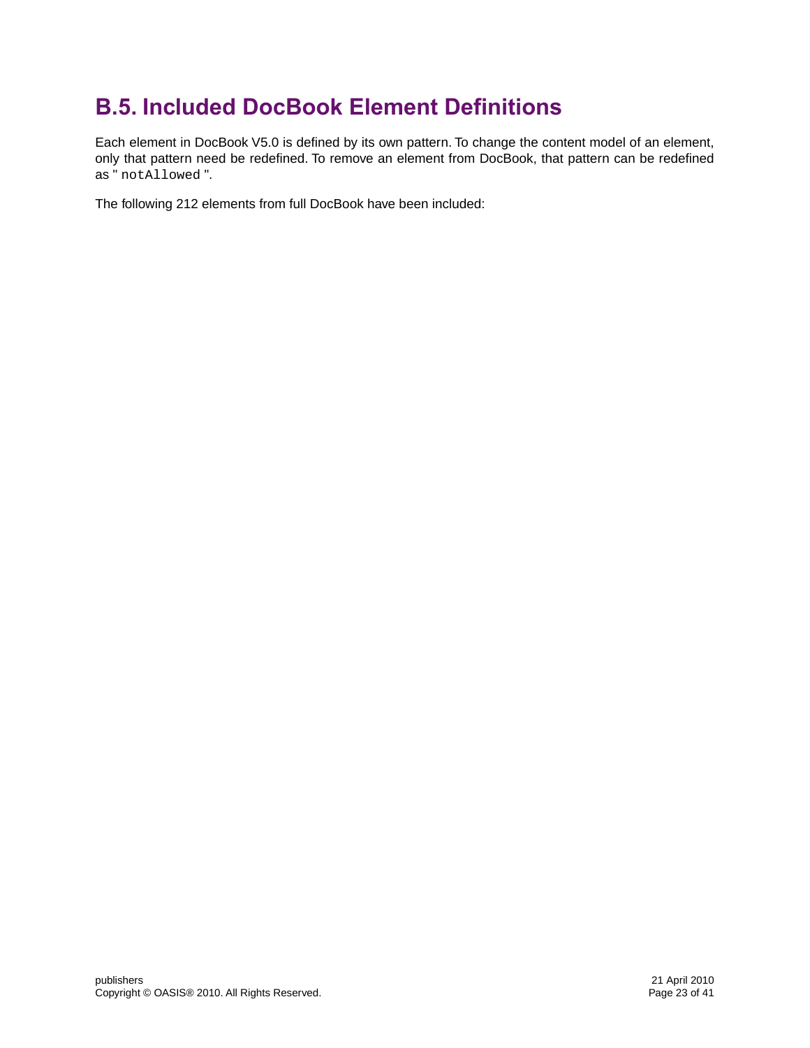## B.5. Included DocBook Element Definitions

Each element in DocBook V5.0 is defined by its own pattern. To change the content model of an element, only that pattern need be redefined. To remove an element from DocBook, that pattern can be redefined as " `notAllowed` ".

The following 212 elements from full DocBook have been included: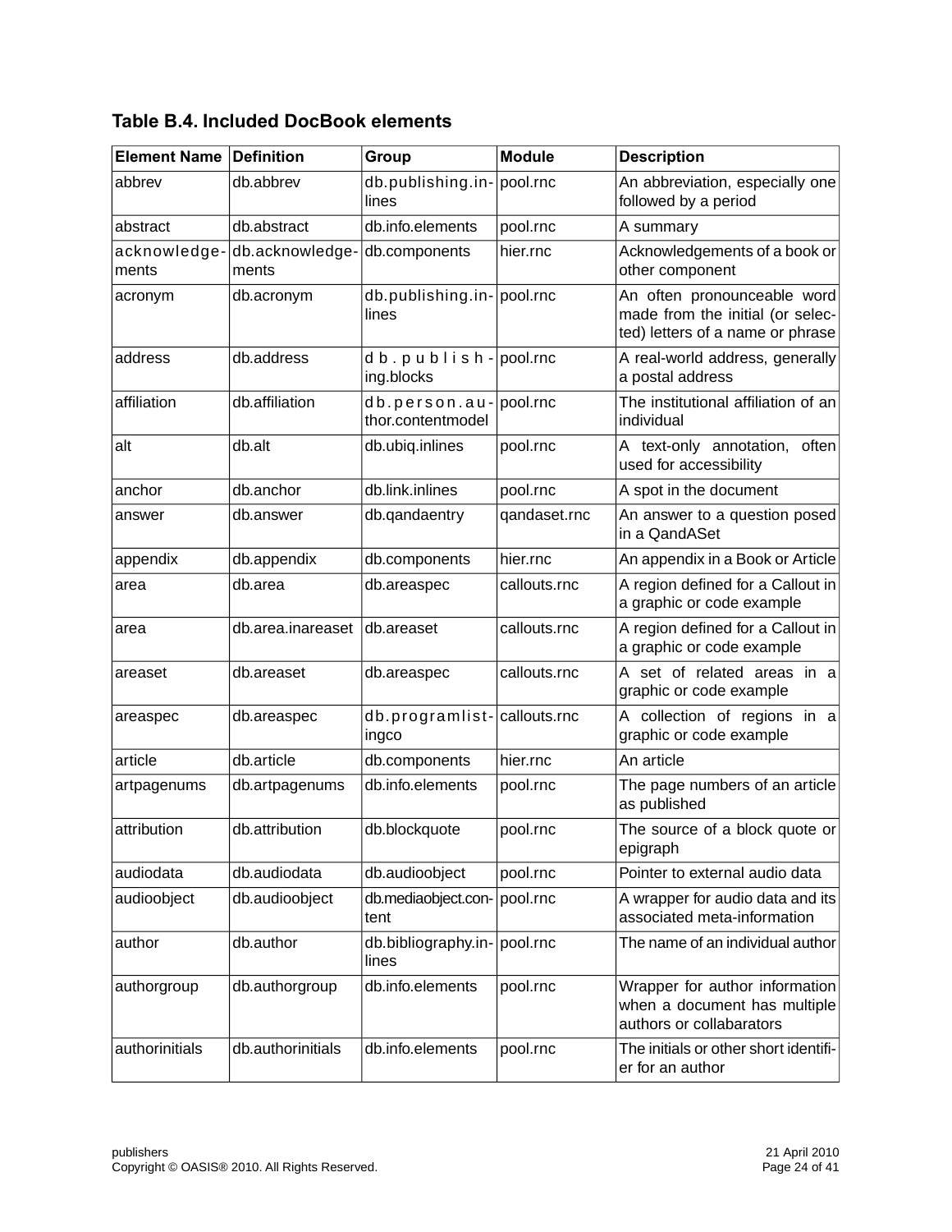**Table B.4. Included DocBook elements**

| Element Name | Definition | Group | Module | Description |
|---|---|---|---|---|
| abbrev | db.abbrev | db.publishing.inlines | pool.rnc | An abbreviation, especially one followed by a period |
| abstract | db.abstract | db.info.elements | pool.rnc | A summary |
| acknowledgements | db.acknowledgements | db.components | hier.rnc | Acknowledgements of a book or other component |
| acronym | db.acronym | db.publishing.inlines | pool.rnc | An often pronounceable word made from the initial (or selected) letters of a name or phrase |
| address | db.address | db.publishing.blocks | pool.rnc | A real-world address, generally a postal address |
| affiliation | db.affiliation | db.person.author.contentmodel | pool.rnc | The institutional affiliation of an individual |
| alt | db.alt | db.ubiq.inlines | pool.rnc | A text-only annotation, often used for accessibility |
| anchor | db.anchor | db.link.inlines | pool.rnc | A spot in the document |
| answer | db.answer | db.qandaentry | qandaset.rnc | An answer to a question posed in a QandASet |
| appendix | db.appendix | db.components | hier.rnc | An appendix in a Book or Article |
| area | db.area | db.areaspec | callouts.rnc | A region defined for a Callout in a graphic or code example |
| area | db.area.inareaset | db.areaset | callouts.rnc | A region defined for a Callout in a graphic or code example |
| areaset | db.areaset | db.areaspec | callouts.rnc | A set of related areas in a graphic or code example |
| areaspec | db.areaspec | db.programlistingco | callouts.rnc | A collection of regions in a graphic or code example |
| article | db.article | db.components | hier.rnc | An article |
| artpagenums | db.artpagenums | db.info.elements | pool.rnc | The page numbers of an article as published |
| attribution | db.attribution | db.blockquote | pool.rnc | The source of a block quote or epigraph |
| audiodata | db.audiodata | db.audioobject | pool.rnc | Pointer to external audio data |
| audioobject | db.audioobject | db.mediaobject.content | pool.rnc | A wrapper for audio data and its associated meta-information |
| author | db.author | db.bibliography.inlines | pool.rnc | The name of an individual author |
| authorgroup | db.authorgroup | db.info.elements | pool.rnc | Wrapper for author information when a document has multiple authors or collabarators |
| authorinitials | db.authorinitials | db.info.elements | pool.rnc | The initials or other short identifier for an author |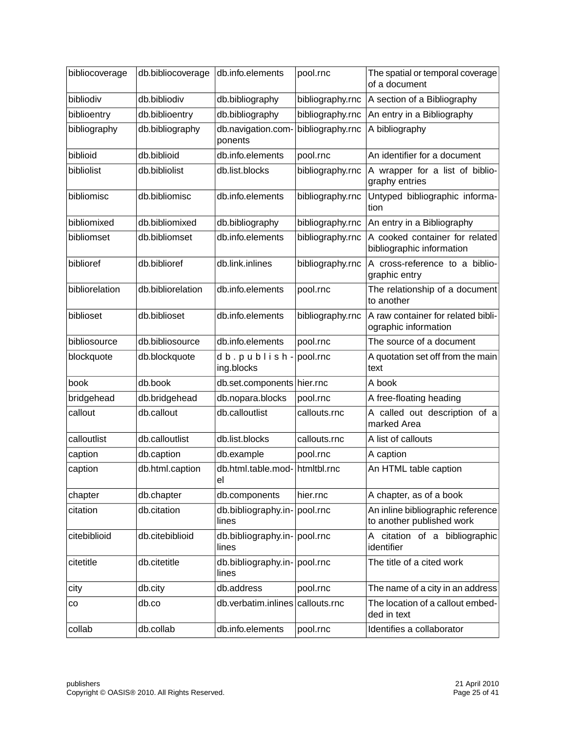| bibliocoverage | db.bibliocoverage | db.info.elements | pool.rnc | The spatial or temporal coverage of a document |
|---|---|---|---|---|
| bibliodiv | db.bibliodiv | db.bibliography | bibliography.rnc | A section of a Bibliography |
| biblioentry | db.biblioentry | db.bibliography | bibliography.rnc | An entry in a Bibliography |
| bibliography | db.bibliography | db.navigation.components | bibliography.rnc | A bibliography |
| biblioid | db.biblioid | db.info.elements | pool.rnc | An identifier for a document |
| bibliolist | db.bibliolist | db.list.blocks | bibliography.rnc | A wrapper for a list of bibliography entries |
| bibliomisc | db.bibliomisc | db.info.elements | bibliography.rnc | Untyped bibliographic information |
| bibliomixed | db.bibliomixed | db.bibliography | bibliography.rnc | An entry in a Bibliography |
| bibliomset | db.bibliomset | db.info.elements | bibliography.rnc | A cooked container for related bibliographic information |
| biblioref | db.biblioref | db.link.inlines | bibliography.rnc | A cross-reference to a bibliographic entry |
| bibliorelation | db.bibliorelation | db.info.elements | pool.rnc | The relationship of a document to another |
| biblioset | db.biblioset | db.info.elements | bibliography.rnc | A raw container for related bibliographic information |
| bibliosource | db.bibliosource | db.info.elements | pool.rnc | The source of a document |
| blockquote | db.blockquote | db.publishing.blocks | pool.rnc | A quotation set off from the main text |
| book | db.book | db.set.components | hier.rnc | A book |
| bridgehead | db.bridgehead | db.nopara.blocks | pool.rnc | A free-floating heading |
| callout | db.callout | db.calloutlist | callouts.rnc | A called out description of a marked Area |
| calloutlist | db.calloutlist | db.list.blocks | callouts.rnc | A list of callouts |
| caption | db.caption | db.example | pool.rnc | A caption |
| caption | db.html.caption | db.html.table.model | htmltbl.rnc | An HTML table caption |
| chapter | db.chapter | db.components | hier.rnc | A chapter, as of a book |
| citation | db.citation | db.bibliography.inlines | pool.rnc | An inline bibliographic reference to another published work |
| citebiblioid | db.citebiblioid | db.bibliography.inlines | pool.rnc | A citation of a bibliographic identifier |
| citetitle | db.citetitle | db.bibliography.inlines | pool.rnc | The title of a cited work |
| city | db.city | db.address | pool.rnc | The name of a city in an address |
| co | db.co | db.verbatim.inlines | callouts.rnc | The location of a callout embedded in text |
| collab | db.collab | db.info.elements | pool.rnc | Identifies a collaborator |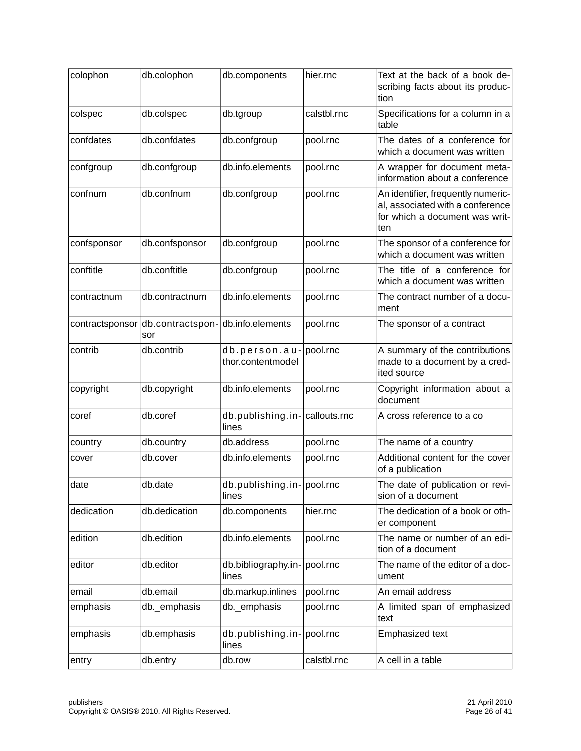| colophon | db.colophon | db.components | hier.rnc | Text at the back of a book describing facts about its production |
|---|---|---|---|---|
| colspec | db.colspec | db.tgroup | calstbl.rnc | Specifications for a column in a table |
| confdates | db.confdates | db.confgroup | pool.rnc | The dates of a conference for which a document was written |
| confgroup | db.confgroup | db.info.elements | pool.rnc | A wrapper for document meta-information about a conference |
| confnum | db.confnum | db.confgroup | pool.rnc | An identifier, frequently numerical, associated with a conference for which a document was written |
| confsponsor | db.confsponsor | db.confgroup | pool.rnc | The sponsor of a conference for which a document was written |
| conftitle | db.conftitle | db.confgroup | pool.rnc | The title of a conference for which a document was written |
| contractnum | db.contractnum | db.info.elements | pool.rnc | The contract number of a document |
| contractsponsor | db.contractsponsor | db.info.elements | pool.rnc | The sponsor of a contract |
| contrib | db.contrib | db.person.author.contentmodel | pool.rnc | A summary of the contributions made to a document by a credited source |
| copyright | db.copyright | db.info.elements | pool.rnc | Copyright information about a document |
| coref | db.coref | db.publishing.inlines | callouts.rnc | A cross reference to a co |
| country | db.country | db.address | pool.rnc | The name of a country |
| cover | db.cover | db.info.elements | pool.rnc | Additional content for the cover of a publication |
| date | db.date | db.publishing.inlines | pool.rnc | The date of publication or revision of a document |
| dedication | db.dedication | db.components | hier.rnc | The dedication of a book or other component |
| edition | db.edition | db.info.elements | pool.rnc | The name or number of an edition of a document |
| editor | db.editor | db.bibliography.inlines | pool.rnc | The name of the editor of a document |
| email | db.email | db.markup.inlines | pool.rnc | An email address |
| emphasis | db._emphasis | db._emphasis | pool.rnc | A limited span of emphasized text |
| emphasis | db.emphasis | db.publishing.inlines | pool.rnc | Emphasized text |
| entry | db.entry | db.row | calstbl.rnc | A cell in a table |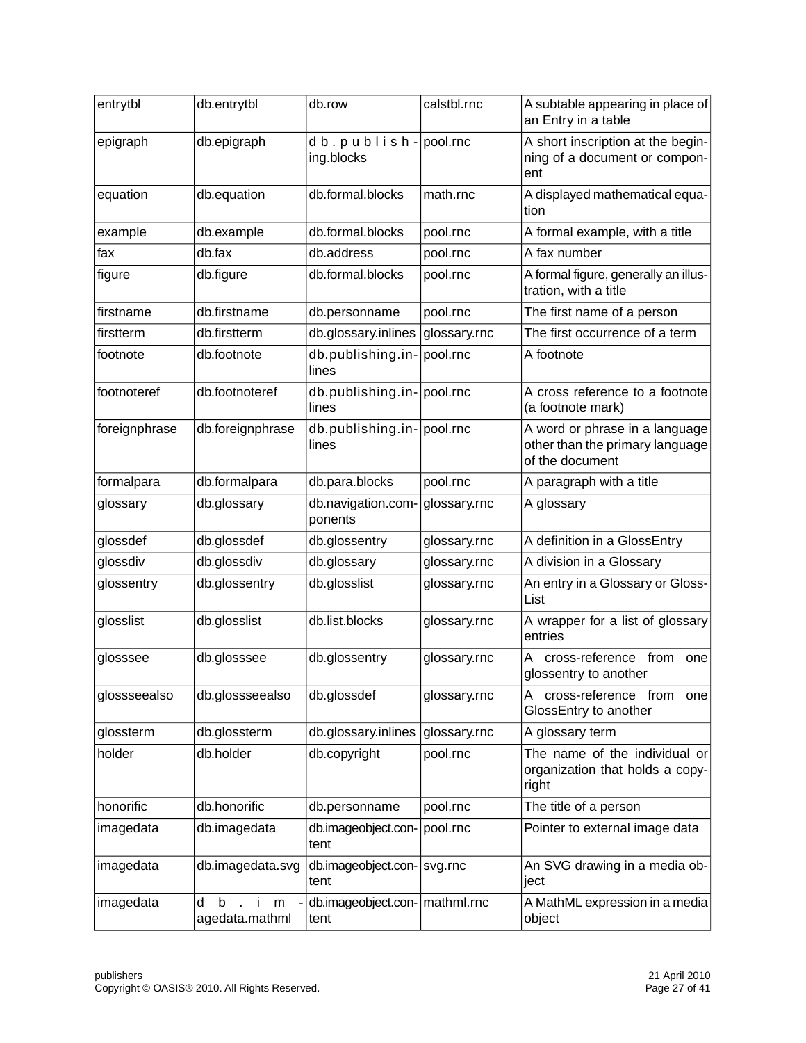| entrytbl | db.entrytbl | db.row | calstbl.rnc | A subtable appearing in place of an Entry in a table |
|---|---|---|---|---|
| epigraph | db.epigraph | db.publishing.blocks | pool.rnc | A short inscription at the beginning of a document or component |
| equation | db.equation | db.formal.blocks | math.rnc | A displayed mathematical equation |
| example | db.example | db.formal.blocks | pool.rnc | A formal example, with a title |
| fax | db.fax | db.address | pool.rnc | A fax number |
| figure | db.figure | db.formal.blocks | pool.rnc | A formal figure, generally an illustration, with a title |
| firstname | db.firstname | db.personname | pool.rnc | The first name of a person |
| firstterm | db.firstterm | db.glossary.inlines | glossary.rnc | The first occurrence of a term |
| footnote | db.footnote | db.publishing.inlines | pool.rnc | A footnote |
| footnoteref | db.footnoteref | db.publishing.inlines | pool.rnc | A cross reference to a footnote (a footnote mark) |
| foreignphrase | db.foreignphrase | db.publishing.inlines | pool.rnc | A word or phrase in a language other than the primary language of the document |
| formalpara | db.formalpara | db.para.blocks | pool.rnc | A paragraph with a title |
| glossary | db.glossary | db.navigation.components | glossary.rnc | A glossary |
| glossdef | db.glossdef | db.glossentry | glossary.rnc | A definition in a GlossEntry |
| glossdiv | db.glossdiv | db.glossary | glossary.rnc | A division in a Glossary |
| glossentry | db.glossentry | db.glosslist | glossary.rnc | An entry in a Glossary or GlossList |
| glosslist | db.glosslist | db.list.blocks | glossary.rnc | A wrapper for a list of glossary entries |
| glosssee | db.glosssee | db.glossentry | glossary.rnc | A cross-reference from one glossentry to another |
| glossseealso | db.glossseealso | db.glossdef | glossary.rnc | A cross-reference from one GlossEntry to another |
| glossterm | db.glossterm | db.glossary.inlines | glossary.rnc | A glossary term |
| holder | db.holder | db.copyright | pool.rnc | The name of the individual or organization that holds a copyright |
| honorific | db.honorific | db.personname | pool.rnc | The title of a person |
| imagedata | db.imagedata | db.imageobject.content | pool.rnc | Pointer to external image data |
| imagedata | db.imagedata.svg | db.imageobject.content | svg.rnc | An SVG drawing in a media object |
| imagedata | db.imagedata.mathml | db.imageobject.content | mathml.rnc | A MathML expression in a media object |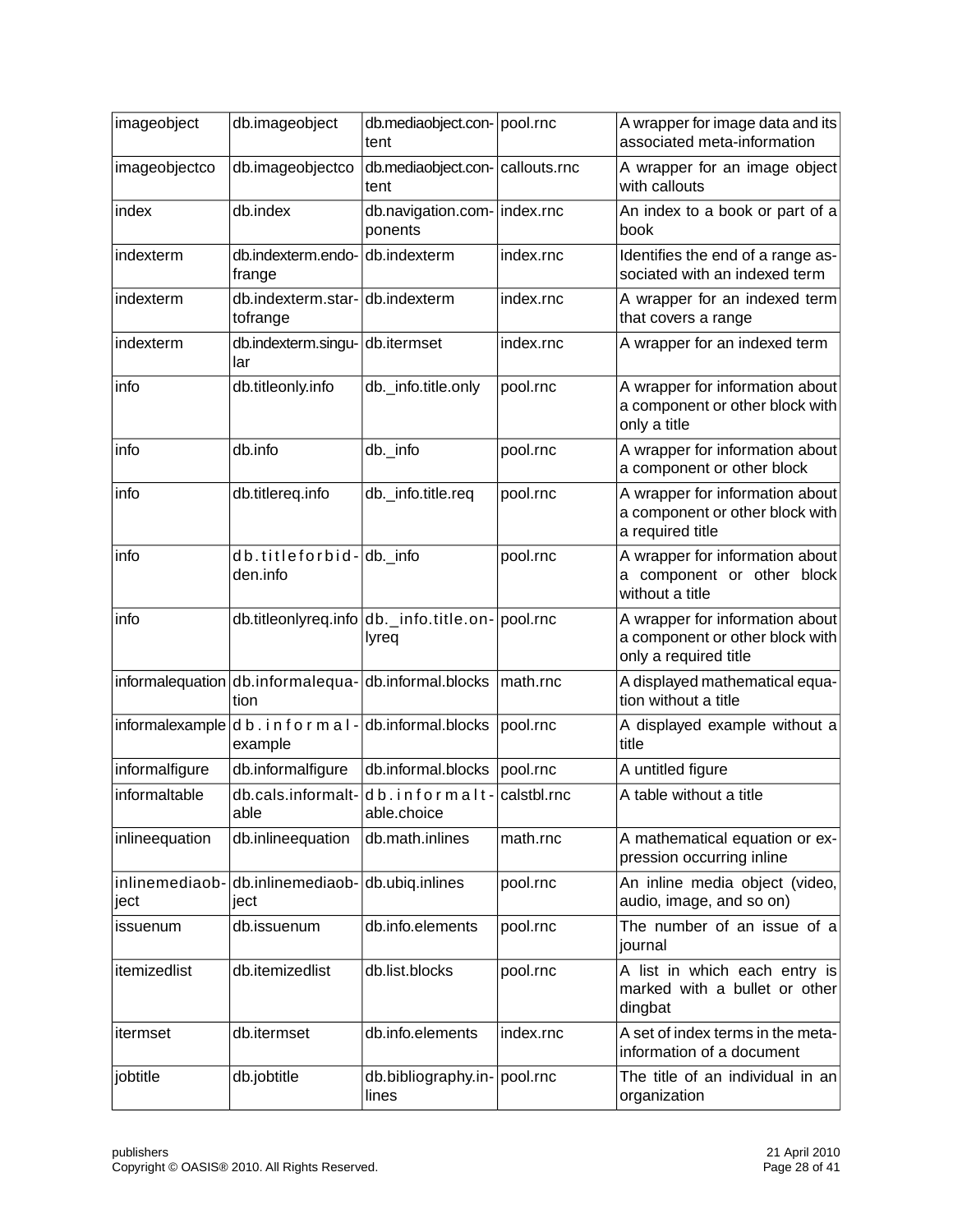| imageobject | db.imageobject | db.mediaobject.content | pool.rnc | A wrapper for image data and its associated meta-information |
|---|---|---|---|---|
| imageobjectco | db.imageobjectco | db.mediaobject.content | callouts.rnc | A wrapper for an image object with callouts |
| index | db.index | db.navigation.components | index.rnc | An index to a book or part of a book |
| indexterm | db.indexterm.endofrange | db.indexterm | index.rnc | Identifies the end of a range associated with an indexed term |
| indexterm | db.indexterm.startofrange | db.indexterm | index.rnc | A wrapper for an indexed term that covers a range |
| indexterm | db.indexterm.singular | db.itermset | index.rnc | A wrapper for an indexed term |
| info | db.titleonly.info | db._info.title.only | pool.rnc | A wrapper for information about a component or other block with only a title |
| info | db.info | db._info | pool.rnc | A wrapper for information about a component or other block |
| info | db.titlereq.info | db._info.title.req | pool.rnc | A wrapper for information about a component or other block with a required title |
| info | db.titleforbidden.info | db._info | pool.rnc | A wrapper for information about a component or other block without a title |
| info | db.titleonlyreq.info | db._info.title.onlyreq | pool.rnc | A wrapper for information about a component or other block with only a required title |
| informalequation | db.informalequation | db.informal.blocks | math.rnc | A displayed mathematical equation without a title |
| informalexample | db.informalexample | db.informal.blocks | pool.rnc | A displayed example without a title |
| informalfigure | db.informalfigure | db.informal.blocks | pool.rnc | A untitled figure |
| informaltable | db.cals.informaltable | db.informaltable.choice | calstbl.rnc | A table without a title |
| inlineequation | db.inlineequation | db.math.inlines | math.rnc | A mathematical equation or expression occurring inline |
| inlinemediaobject | db.inlinemediaobject | db.ubiq.inlines | pool.rnc | An inline media object (video, audio, image, and so on) |
| issuenum | db.issuenum | db.info.elements | pool.rnc | The number of an issue of a journal |
| itemizedlist | db.itemizedlist | db.list.blocks | pool.rnc | A list in which each entry is marked with a bullet or other dingbat |
| itermset | db.itermset | db.info.elements | index.rnc | A set of index terms in the meta-information of a document |
| jobtitle | db.jobtitle | db.bibliography.inlines | pool.rnc | The title of an individual in an organization |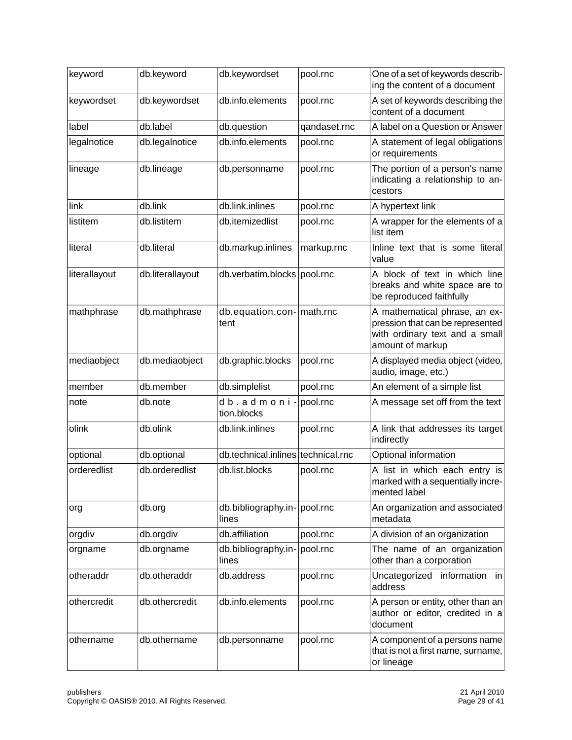| keyword | db.keyword | db.keywordset | pool.rnc | One of a set of keywords describing the content of a document |
|---|---|---|---|---|
| keywordset | db.keywordset | db.info.elements | pool.rnc | A set of keywords describing the content of a document |
| label | db.label | db.question | qandaset.rnc | A label on a Question or Answer |
| legalnotice | db.legalnotice | db.info.elements | pool.rnc | A statement of legal obligations or requirements |
| lineage | db.lineage | db.personname | pool.rnc | The portion of a person's name indicating a relationship to ancestors |
| link | db.link | db.link.inlines | pool.rnc | A hypertext link |
| listitem | db.listitem | db.itemizedlist | pool.rnc | A wrapper for the elements of a list item |
| literal | db.literal | db.markup.inlines | markup.rnc | Inline text that is some literal value |
| literallayout | db.literallayout | db.verbatim.blocks | pool.rnc | A block of text in which line breaks and white space are to be reproduced faithfully |
| mathphrase | db.mathphrase | db.equation.content | math.rnc | A mathematical phrase, an expression that can be represented with ordinary text and a small amount of markup |
| mediaobject | db.mediaobject | db.graphic.blocks | pool.rnc | A displayed media object (video, audio, image, etc.) |
| member | db.member | db.simplelist | pool.rnc | An element of a simple list |
| note | db.note | db.admonition.blocks | pool.rnc | A message set off from the text |
| olink | db.olink | db.link.inlines | pool.rnc | A link that addresses its target indirectly |
| optional | db.optional | db.technical.inlines | technical.rnc | Optional information |
| orderedlist | db.orderedlist | db.list.blocks | pool.rnc | A list in which each entry is marked with a sequentially incremented label |
| org | db.org | db.bibliography.inlines | pool.rnc | An organization and associated metadata |
| orgdiv | db.orgdiv | db.affiliation | pool.rnc | A division of an organization |
| orgname | db.orgname | db.bibliography.inlines | pool.rnc | The name of an organization other than a corporation |
| otheraddr | db.otheraddr | db.address | pool.rnc | Uncategorized information in address |
| othercredit | db.othercredit | db.info.elements | pool.rnc | A person or entity, other than an author or editor, credited in a document |
| othername | db.othername | db.personname | pool.rnc | A component of a persons name that is not a first name, surname, or lineage |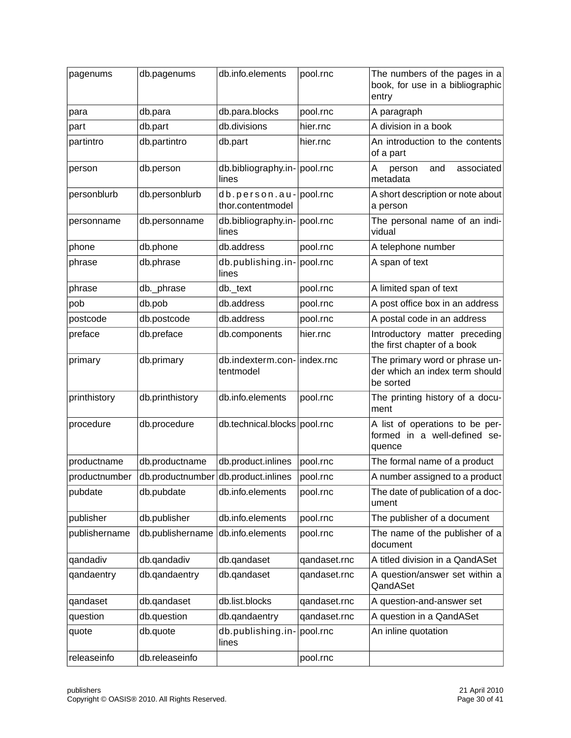| pagenums | db.pagenums | db.info.elements | pool.rnc | The numbers of the pages in a book, for use in a bibliographic entry |
|---|---|---|---|---|
| para | db.para | db.para.blocks | pool.rnc | A paragraph |
| part | db.part | db.divisions | hier.rnc | A division in a book |
| partintro | db.partintro | db.part | hier.rnc | An introduction to the contents of a part |
| person | db.person | db.bibliography.inlines | pool.rnc | A person and associated metadata |
| personblurb | db.personblurb | db.person.author.contentmodel | pool.rnc | A short description or note about a person |
| personname | db.personname | db.bibliography.inlines | pool.rnc | The personal name of an individual |
| phone | db.phone | db.address | pool.rnc | A telephone number |
| phrase | db.phrase | db.publishing.inlines | pool.rnc | A span of text |
| phrase | db._phrase | db._text | pool.rnc | A limited span of text |
| pob | db.pob | db.address | pool.rnc | A post office box in an address |
| postcode | db.postcode | db.address | pool.rnc | A postal code in an address |
| preface | db.preface | db.components | hier.rnc | Introductory matter preceding the first chapter of a book |
| primary | db.primary | db.indexterm.contentmodel | index.rnc | The primary word or phrase under which an index term should be sorted |
| printhistory | db.printhistory | db.info.elements | pool.rnc | The printing history of a document |
| procedure | db.procedure | db.technical.blocks | pool.rnc | A list of operations to be performed in a well-defined sequence |
| productname | db.productname | db.product.inlines | pool.rnc | The formal name of a product |
| productnumber | db.productnumber | db.product.inlines | pool.rnc | A number assigned to a product |
| pubdate | db.pubdate | db.info.elements | pool.rnc | The date of publication of a document |
| publisher | db.publisher | db.info.elements | pool.rnc | The publisher of a document |
| publishername | db.publishername | db.info.elements | pool.rnc | The name of the publisher of a document |
| qandadiv | db.qandadiv | db.qandaset | qandaset.rnc | A titled division in a QandASet |
| qandaentry | db.qandaentry | db.qandaset | qandaset.rnc | A question/answer set within a QandASet |
| qandaset | db.qandaset | db.list.blocks | qandaset.rnc | A question-and-answer set |
| question | db.question | db.qandaentry | qandaset.rnc | A question in a QandASet |
| quote | db.quote | db.publishing.inlines | pool.rnc | An inline quotation |
| releaseinfo | db.releaseinfo | | pool.rnc | |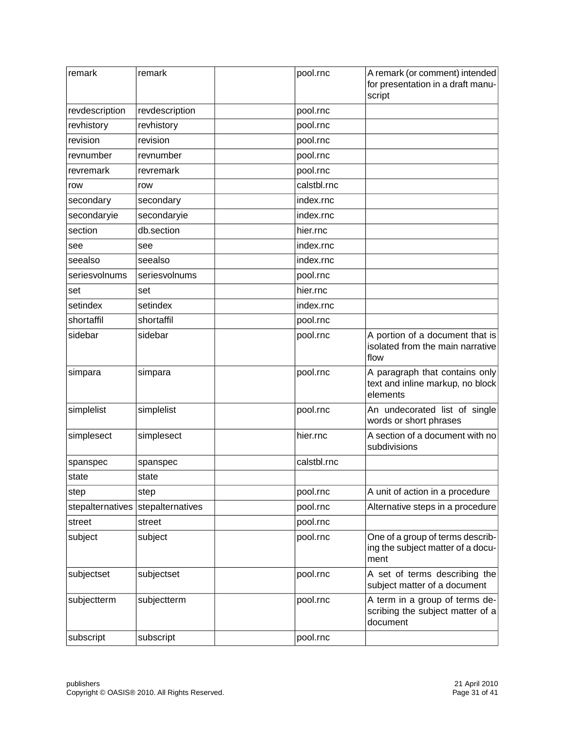| remark | remark | | pool.rnc | A remark (or comment) intended for presentation in a draft manuscript |
|---|---|---|---|---|
| revdescription | revdescription | | pool.rnc | |
| revhistory | revhistory | | pool.rnc | |
| revision | revision | | pool.rnc | |
| revnumber | revnumber | | pool.rnc | |
| revremark | revremark | | pool.rnc | |
| row | row | | calstbl.rnc | |
| secondary | secondary | | index.rnc | |
| secondaryie | secondaryie | | index.rnc | |
| section | db.section | | hier.rnc | |
| see | see | | index.rnc | |
| seealso | seealso | | index.rnc | |
| seriesvolnums | seriesvolnums | | pool.rnc | |
| set | set | | hier.rnc | |
| setindex | setindex | | index.rnc | |
| shortaffil | shortaffil | | pool.rnc | |
| sidebar | sidebar | | pool.rnc | A portion of a document that is isolated from the main narrative flow |
| simpara | simpara | | pool.rnc | A paragraph that contains only text and inline markup, no block elements |
| simplelist | simplelist | | pool.rnc | An undecorated list of single words or short phrases |
| simplesect | simplesect | | hier.rnc | A section of a document with no subdivisions |
| spanspec | spanspec | | calstbl.rnc | |
| state | state | | | |
| step | step | | pool.rnc | A unit of action in a procedure |
| stepalternatives | stepalternatives | | pool.rnc | Alternative steps in a procedure |
| street | street | | pool.rnc | |
| subject | subject | | pool.rnc | One of a group of terms describing the subject matter of a document |
| subjectset | subjectset | | pool.rnc | A set of terms describing the subject matter of a document |
| subjectterm | subjectterm | | pool.rnc | A term in a group of terms describing the subject matter of a document |
| subscript | subscript | | pool.rnc | |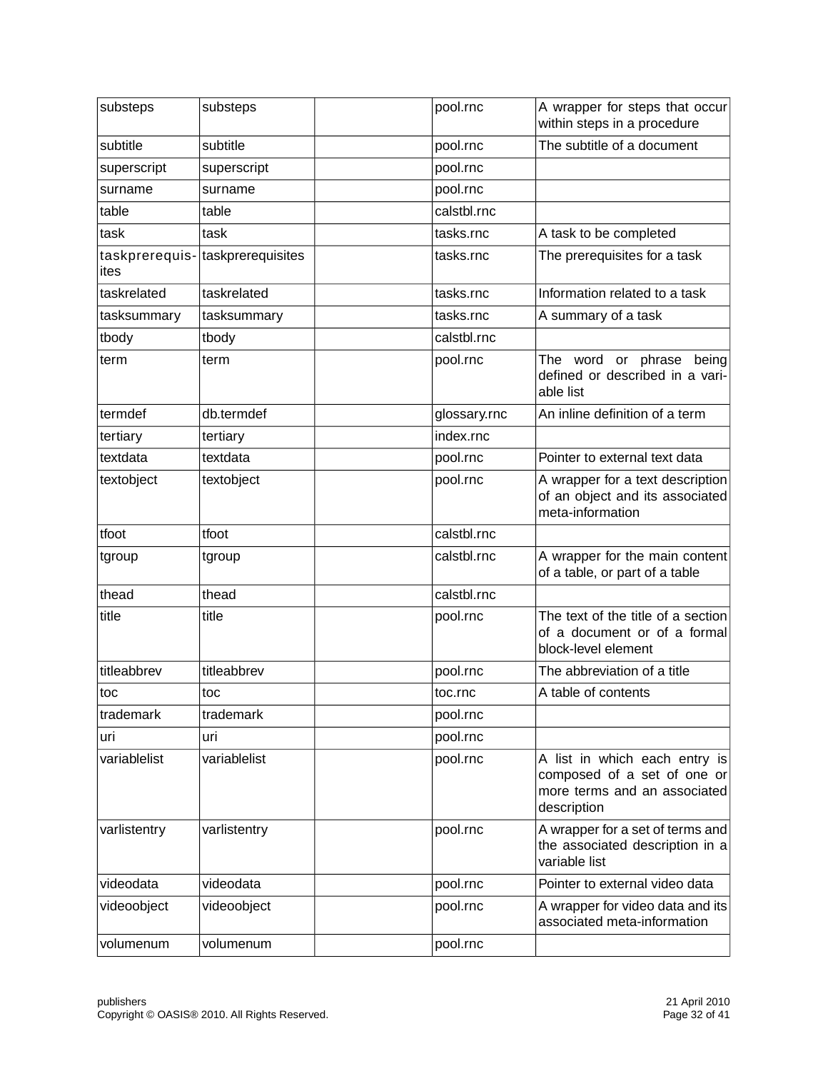| | | | | |
|---|---|---|---|---|
| substeps | substeps | | pool.rnc | A wrapper for steps that occur within steps in a procedure |
| subtitle | subtitle | | pool.rnc | The subtitle of a document |
| superscript | superscript | | pool.rnc | |
| surname | surname | | pool.rnc | |
| table | table | | calstbl.rnc | |
| task | task | | tasks.rnc | A task to be completed |
| taskprerequisites | taskprerequisites | | tasks.rnc | The prerequisites for a task |
| taskrelated | taskrelated | | tasks.rnc | Information related to a task |
| tasksummary | tasksummary | | tasks.rnc | A summary of a task |
| tbody | tbody | | calstbl.rnc | |
| term | term | | pool.rnc | The word or phrase being defined or described in a variable list |
| termdef | db.termdef | | glossary.rnc | An inline definition of a term |
| tertiary | tertiary | | index.rnc | |
| textdata | textdata | | pool.rnc | Pointer to external text data |
| textobject | textobject | | pool.rnc | A wrapper for a text description of an object and its associated meta-information |
| tfoot | tfoot | | calstbl.rnc | |
| tgroup | tgroup | | calstbl.rnc | A wrapper for the main content of a table, or part of a table |
| thead | thead | | calstbl.rnc | |
| title | title | | pool.rnc | The text of the title of a section of a document or of a formal block-level element |
| titleabbrev | titleabbrev | | pool.rnc | The abbreviation of a title |
| toc | toc | | toc.rnc | A table of contents |
| trademark | trademark | | pool.rnc | |
| uri | uri | | pool.rnc | |
| variablelist | variablelist | | pool.rnc | A list in which each entry is composed of a set of one or more terms and an associated description |
| varlistentry | varlistentry | | pool.rnc | A wrapper for a set of terms and the associated description in a variable list |
| videodata | videodata | | pool.rnc | Pointer to external video data |
| videoobject | videoobject | | pool.rnc | A wrapper for video data and its associated meta-information |
| volumenum | volumenum | | pool.rnc | |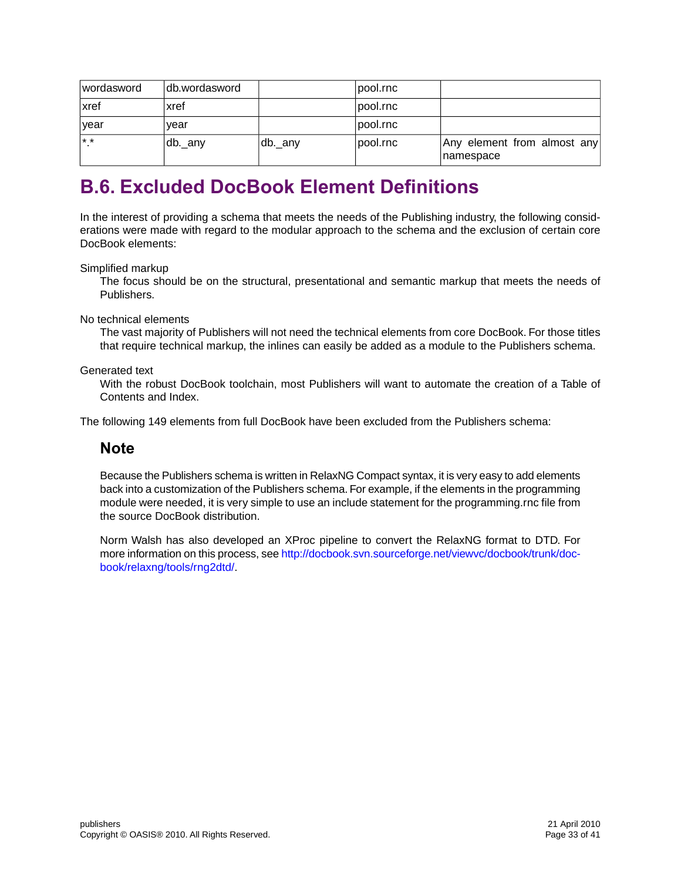| | | | | |
|---|---|---|---|---|
| wordasword | db.wordasword | | pool.rnc | |
| xref | xref | | pool.rnc | |
| year | year | | pool.rnc | |
| *.* | db._any | db._any | pool.rnc | Any element from almost any namespace |

## B.6. Excluded DocBook Element Definitions

In the interest of providing a schema that meets the needs of the Publishing industry, the following considerations were made with regard to the modular approach to the schema and the exclusion of certain core DocBook elements:

Simplified markup
: The focus should be on the structural, presentational and semantic markup that meets the needs of Publishers.

No technical elements
: The vast majority of Publishers will not need the technical elements from core DocBook. For those titles that require technical markup, the inlines can easily be added as a module to the Publishers schema.

Generated text
: With the robust DocBook toolchain, most Publishers will want to automate the creation of a Table of Contents and Index.

The following 149 elements from full DocBook have been excluded from the Publishers schema:

### Note

Because the Publishers schema is written in RelaxNG Compact syntax, it is very easy to add elements back into a customization of the Publishers schema. For example, if the elements in the programming module were needed, it is very simple to use an include statement for the programming.rnc file from the source DocBook distribution.

Norm Walsh has also developed an XProc pipeline to convert the RelaxNG format to DTD. For more information on this process, see http://docbook.svn.sourceforge.net/viewvc/docbook/trunk/docbook/relaxng/tools/rng2dtd/.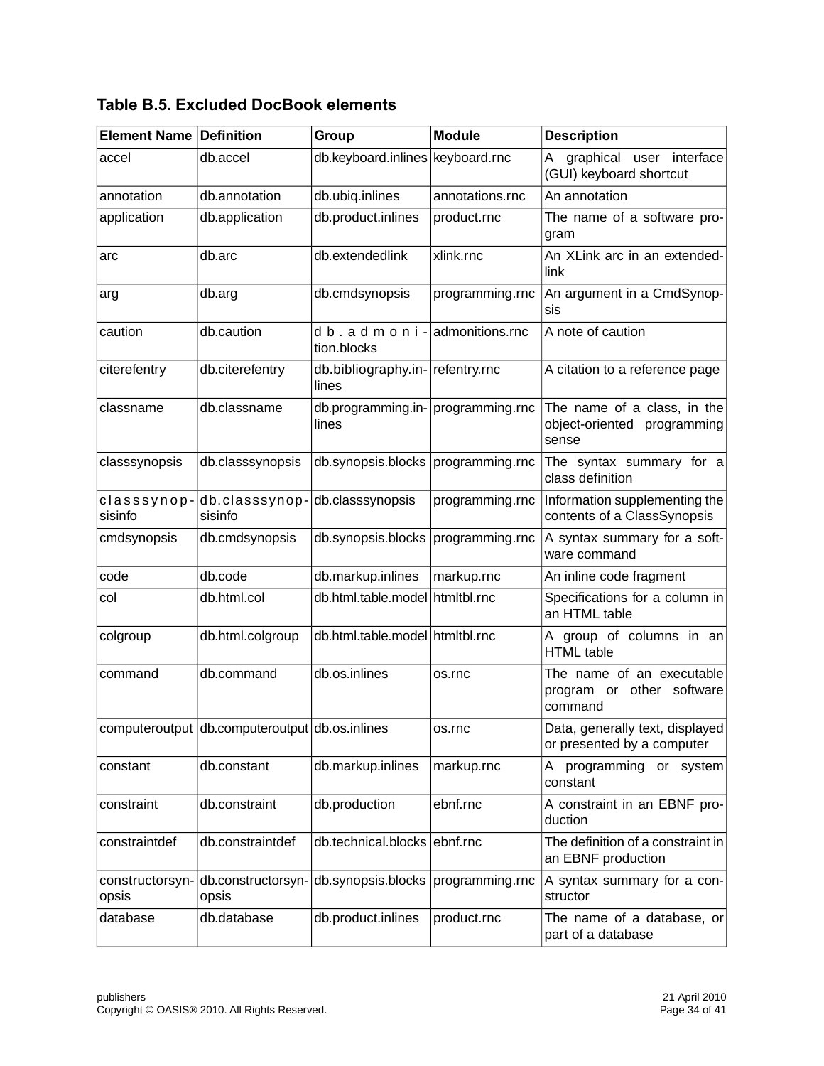**Table B.5. Excluded DocBook elements**

| Element Name | Definition | Group | Module | Description |
| --- | --- | --- | --- | --- |
| accel | db.accel | db.keyboard.inlines | keyboard.rnc | A graphical user interface (GUI) keyboard shortcut |
| annotation | db.annotation | db.ubiq.inlines | annotations.rnc | An annotation |
| application | db.application | db.product.inlines | product.rnc | The name of a software program |
| arc | db.arc | db.extendedlink | xlink.rnc | An XLink arc in an extendedlink |
| arg | db.arg | db.cmdsynopsis | programming.rnc | An argument in a CmdSynopsis |
| caution | db.caution | db.admonition.blocks | admonitions.rnc | A note of caution |
| citerefentry | db.citerefentry | db.bibliography.inlines | refentry.rnc | A citation to a reference page |
| classname | db.classname | db.programming.inlines | programming.rnc | The name of a class, in the object-oriented programming sense |
| classsynopsis | db.classsynopsis | db.synopsis.blocks | programming.rnc | The syntax summary for a class definition |
| classsynopsisinfo | db.classsynopsisinfo | db.classsynopsis | programming.rnc | Information supplementing the contents of a ClassSynopsis |
| cmdsynopsis | db.cmdsynopsis | db.synopsis.blocks | programming.rnc | A syntax summary for a software command |
| code | db.code | db.markup.inlines | markup.rnc | An inline code fragment |
| col | db.html.col | db.html.table.model | htmltbl.rnc | Specifications for a column in an HTML table |
| colgroup | db.html.colgroup | db.html.table.model | htmltbl.rnc | A group of columns in an HTML table |
| command | db.command | db.os.inlines | os.rnc | The name of an executable program or other software command |
| computeroutput | db.computeroutput | db.os.inlines | os.rnc | Data, generally text, displayed or presented by a computer |
| constant | db.constant | db.markup.inlines | markup.rnc | A programming or system constant |
| constraint | db.constraint | db.production | ebnf.rnc | A constraint in an EBNF production |
| constraintdef | db.constraintdef | db.technical.blocks | ebnf.rnc | The definition of a constraint in an EBNF production |
| constructorsynopsis | db.constructorsynopsis | db.synopsis.blocks | programming.rnc | A syntax summary for a constructor |
| database | db.database | db.product.inlines | product.rnc | The name of a database, or part of a database |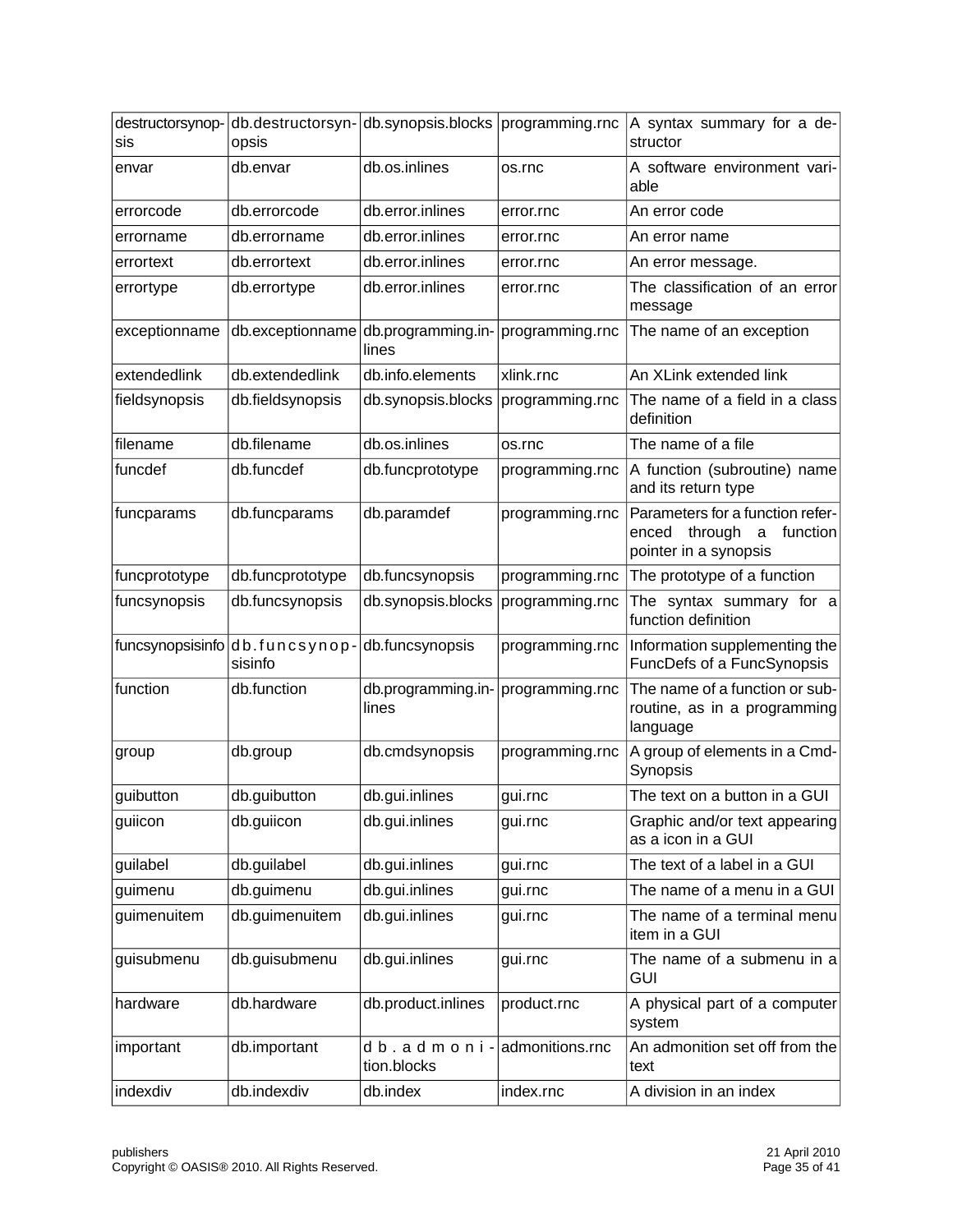| destructorsynopsis | db.destructorsynopsis | db.synopsis.blocks | programming.rnc | A syntax summary for a destructor |
|---|---|---|---|---|
| envar | db.envar | db.os.inlines | os.rnc | A software environment variable |
| errorcode | db.errorcode | db.error.inlines | error.rnc | An error code |
| errorname | db.errorname | db.error.inlines | error.rnc | An error name |
| errortext | db.errortext | db.error.inlines | error.rnc | An error message. |
| errortype | db.errortype | db.error.inlines | error.rnc | The classification of an error message |
| exceptionname | db.exceptionname | db.programming.inlines | programming.rnc | The name of an exception |
| extendedlink | db.extendedlink | db.info.elements | xlink.rnc | An XLink extended link |
| fieldsynopsis | db.fieldsynopsis | db.synopsis.blocks | programming.rnc | The name of a field in a class definition |
| filename | db.filename | db.os.inlines | os.rnc | The name of a file |
| funcdef | db.funcdef | db.funcprototype | programming.rnc | A function (subroutine) name and its return type |
| funcparams | db.funcparams | db.paramdef | programming.rnc | Parameters for a function referenced through a function pointer in a synopsis |
| funcprototype | db.funcprototype | db.funcsynopsis | programming.rnc | The prototype of a function |
| funcsynopsis | db.funcsynopsis | db.synopsis.blocks | programming.rnc | The syntax summary for a function definition |
| funcsynopsisinfo | db.funcsynopsisinfo | db.funcsynopsis | programming.rnc | Information supplementing the FuncDefs of a FuncSynopsis |
| function | db.function | db.programming.inlines | programming.rnc | The name of a function or subroutine, as in a programming language |
| group | db.group | db.cmdsynopsis | programming.rnc | A group of elements in a CmdSynopsis |
| guibutton | db.guibutton | db.gui.inlines | gui.rnc | The text on a button in a GUI |
| guiicon | db.guiicon | db.gui.inlines | gui.rnc | Graphic and/or text appearing as a icon in a GUI |
| guilabel | db.guilabel | db.gui.inlines | gui.rnc | The text of a label in a GUI |
| guimenu | db.guimenu | db.gui.inlines | gui.rnc | The name of a menu in a GUI |
| guimenuitem | db.guimenuitem | db.gui.inlines | gui.rnc | The name of a terminal menu item in a GUI |
| guisubmenu | db.guisubmenu | db.gui.inlines | gui.rnc | The name of a submenu in a GUI |
| hardware | db.hardware | db.product.inlines | product.rnc | A physical part of a computer system |
| important | db.important | db.admonition.blocks | admonitions.rnc | An admonition set off from the text |
| indexdiv | db.indexdiv | db.index | index.rnc | A division in an index |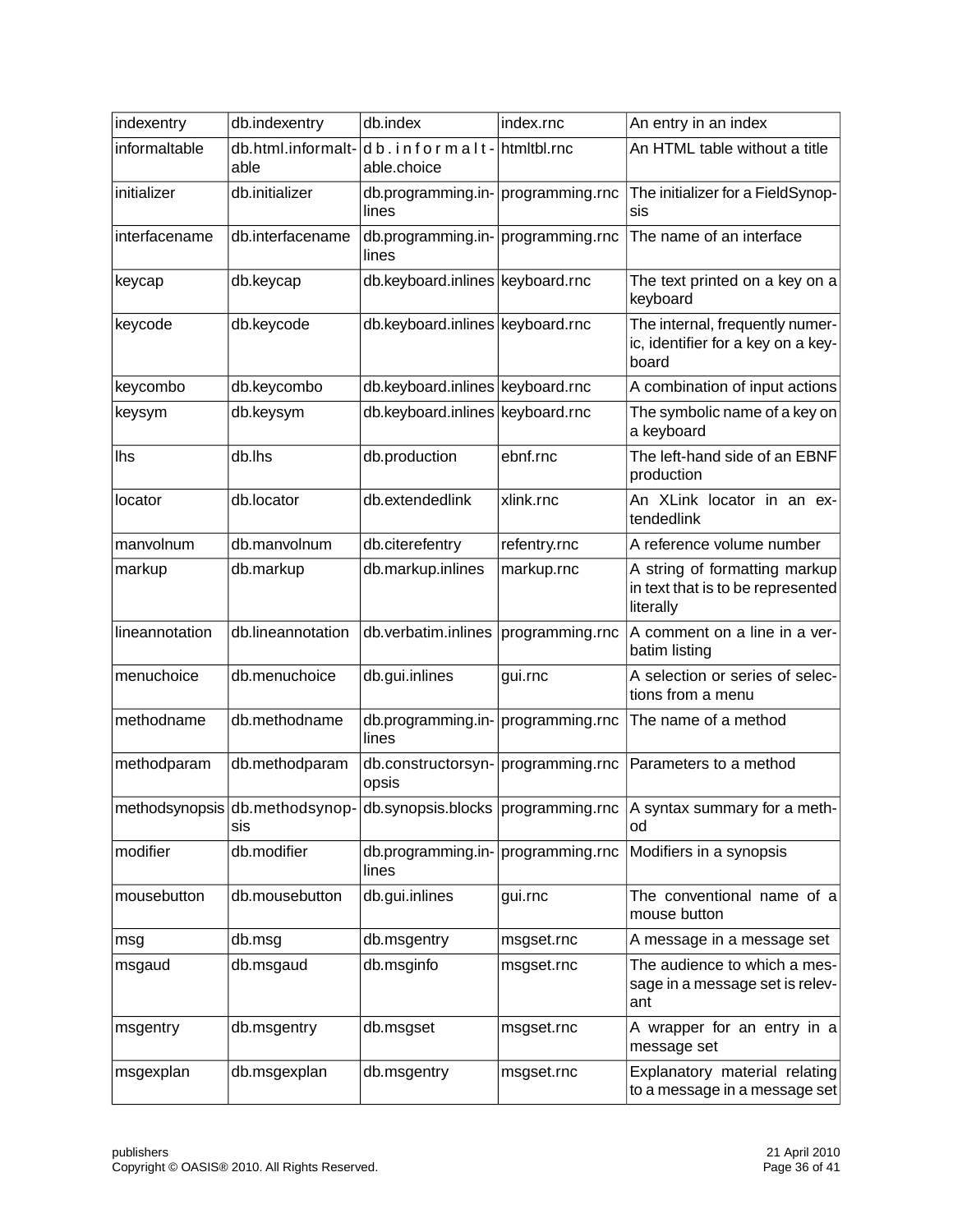| indexentry | db.indexentry | db.index | index.rnc | An entry in an index |
|---|---|---|---|---|
| informaltable | db.html.informaltable | db.informaltable.choice | htmltbl.rnc | An HTML table without a title |
| initializer | db.initializer | db.programming.inlines | programming.rnc | The initializer for a FieldSynopsis |
| interfacename | db.interfacename | db.programming.inlines | programming.rnc | The name of an interface |
| keycap | db.keycap | db.keyboard.inlines | keyboard.rnc | The text printed on a key on a keyboard |
| keycode | db.keycode | db.keyboard.inlines | keyboard.rnc | The internal, frequently numeric, identifier for a key on a keyboard |
| keycombo | db.keycombo | db.keyboard.inlines | keyboard.rnc | A combination of input actions |
| keysym | db.keysym | db.keyboard.inlines | keyboard.rnc | The symbolic name of a key on a keyboard |
| lhs | db.lhs | db.production | ebnf.rnc | The left-hand side of an EBNF production |
| locator | db.locator | db.extendedlink | xlink.rnc | An XLink locator in an extendedlink |
| manvolnum | db.manvolnum | db.citerefentry | refentry.rnc | A reference volume number |
| markup | db.markup | db.markup.inlines | markup.rnc | A string of formatting markup in text that is to be represented literally |
| lineannotation | db.lineannotation | db.verbatim.inlines | programming.rnc | A comment on a line in a verbatim listing |
| menuchoice | db.menuchoice | db.gui.inlines | gui.rnc | A selection or series of selections from a menu |
| methodname | db.methodname | db.programming.inlines | programming.rnc | The name of a method |
| methodparam | db.methodparam | db.constructorsynopsis | programming.rnc | Parameters to a method |
| methodsynopsis | db.methodsynopsis | db.synopsis.blocks | programming.rnc | A syntax summary for a method |
| modifier | db.modifier | db.programming.inlines | programming.rnc | Modifiers in a synopsis |
| mousebutton | db.mousebutton | db.gui.inlines | gui.rnc | The conventional name of a mouse button |
| msg | db.msg | db.msgentry | msgset.rnc | A message in a message set |
| msgaud | db.msgaud | db.msginfo | msgset.rnc | The audience to which a message in a message set is relevant |
| msgentry | db.msgentry | db.msgset | msgset.rnc | A wrapper for an entry in a message set |
| msgexplan | db.msgexplan | db.msgentry | msgset.rnc | Explanatory material relating to a message in a message set |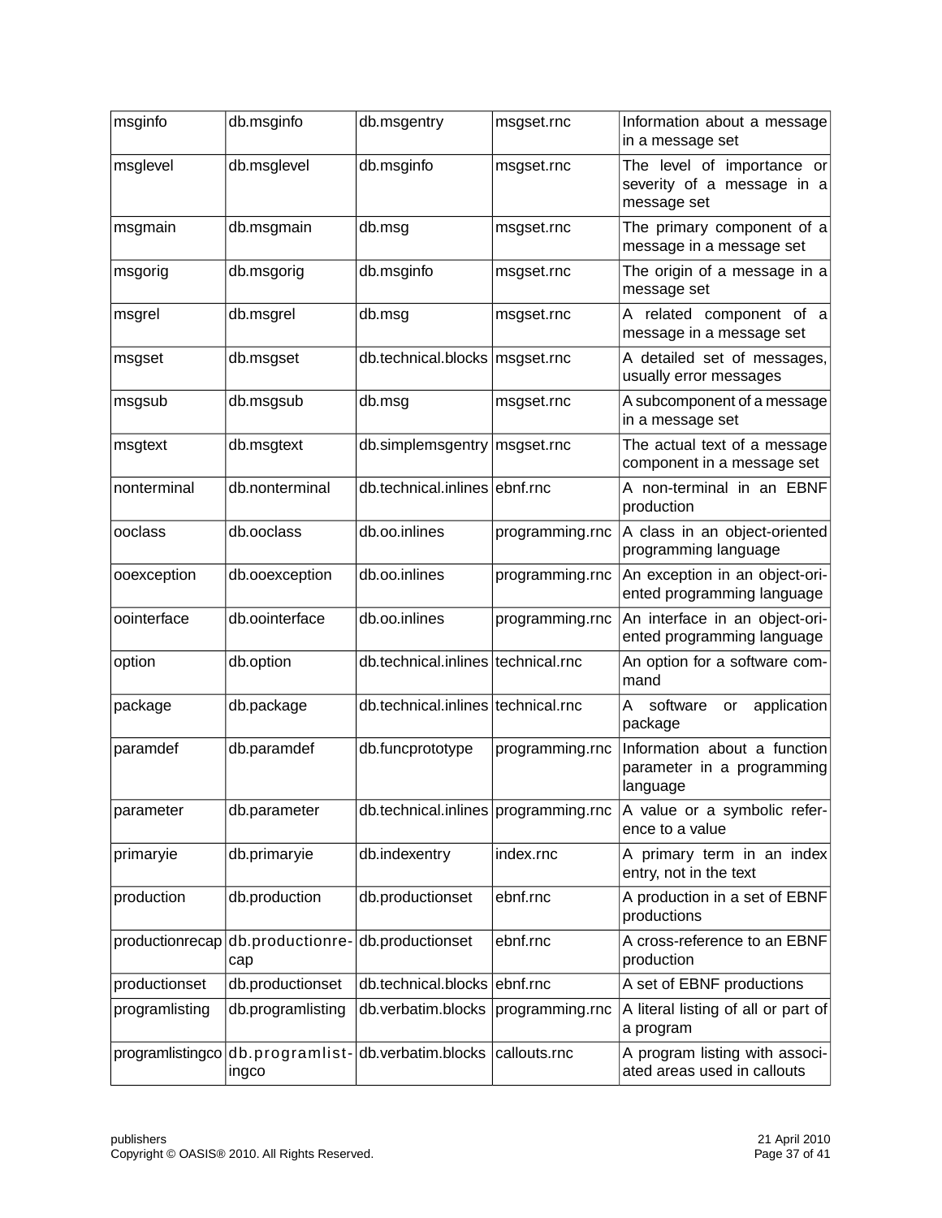| msginfo | db.msginfo | db.msgentry | msgset.rnc | Information about a message in a message set |
|---|---|---|---|---|
| msglevel | db.msglevel | db.msginfo | msgset.rnc | The level of importance or severity of a message in a message set |
| msgmain | db.msgmain | db.msg | msgset.rnc | The primary component of a message in a message set |
| msgorig | db.msgorig | db.msginfo | msgset.rnc | The origin of a message in a message set |
| msgrel | db.msgrel | db.msg | msgset.rnc | A related component of a message in a message set |
| msgset | db.msgset | db.technical.blocks | msgset.rnc | A detailed set of messages, usually error messages |
| msgsub | db.msgsub | db.msg | msgset.rnc | A subcomponent of a message in a message set |
| msgtext | db.msgtext | db.simplemsgentry | msgset.rnc | The actual text of a message component in a message set |
| nonterminal | db.nonterminal | db.technical.inlines | ebnf.rnc | A non-terminal in an EBNF production |
| ooclass | db.ooclass | db.oo.inlines | programming.rnc | A class in an object-oriented programming language |
| ooexception | db.ooexception | db.oo.inlines | programming.rnc | An exception in an object-oriented programming language |
| oointerface | db.oointerface | db.oo.inlines | programming.rnc | An interface in an object-oriented programming language |
| option | db.option | db.technical.inlines | technical.rnc | An option for a software command |
| package | db.package | db.technical.inlines | technical.rnc | A software or application package |
| paramdef | db.paramdef | db.funcprototype | programming.rnc | Information about a function parameter in a programming language |
| parameter | db.parameter | db.technical.inlines | programming.rnc | A value or a symbolic reference to a value |
| primaryie | db.primaryie | db.indexentry | index.rnc | A primary term in an index entry, not in the text |
| production | db.production | db.productionset | ebnf.rnc | A production in a set of EBNF productions |
| productionrecap | db.productionrecap | db.productionset | ebnf.rnc | A cross-reference to an EBNF production |
| productionset | db.productionset | db.technical.blocks | ebnf.rnc | A set of EBNF productions |
| programlisting | db.programlisting | db.verbatim.blocks | programming.rnc | A literal listing of all or part of a program |
| programlistingco | db.programlistingco | db.verbatim.blocks | callouts.rnc | A program listing with associated areas used in callouts |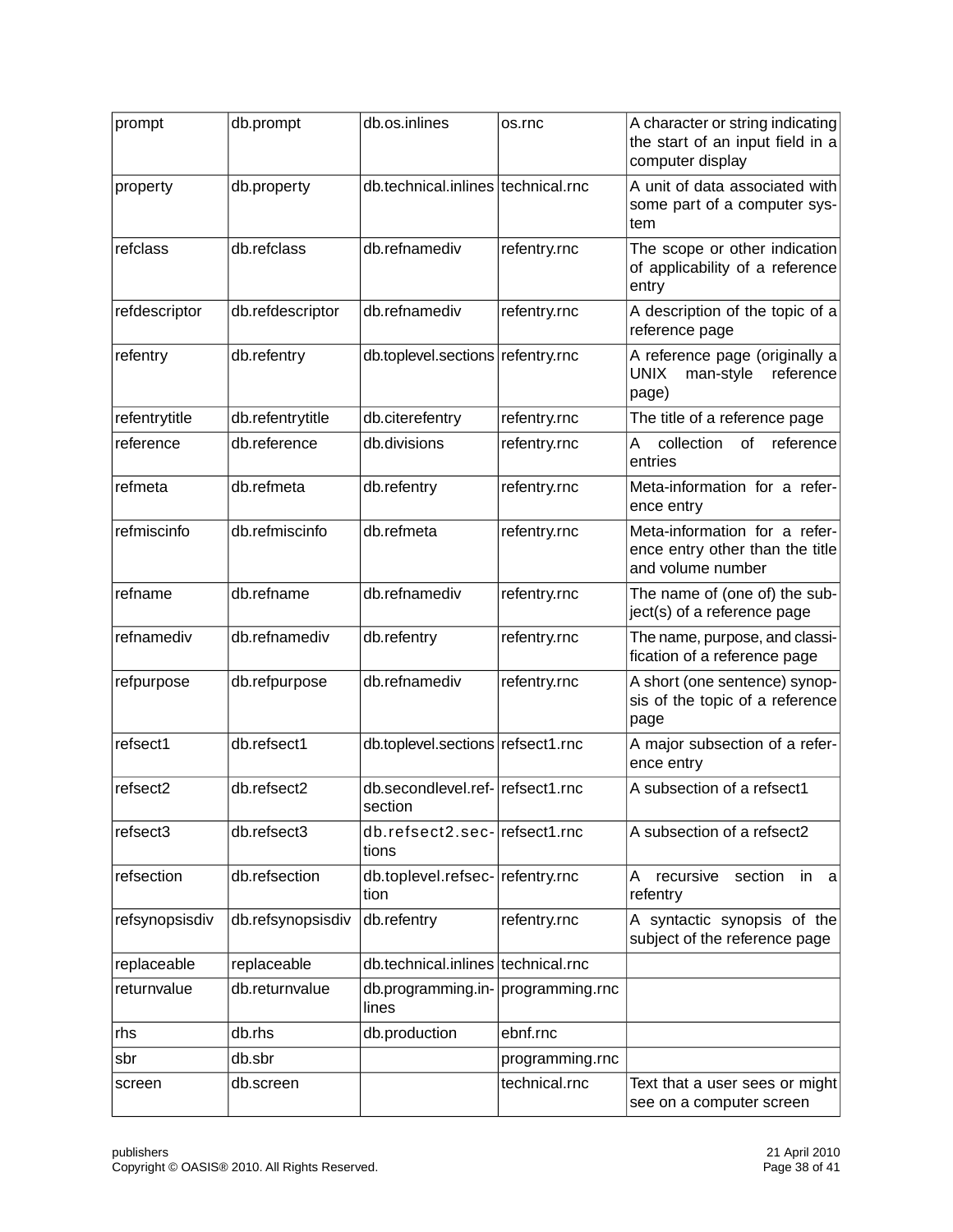| prompt | db.prompt | db.os.inlines | os.rnc | A character or string indicating the start of an input field in a computer display |
|---|---|---|---|---|
| property | db.property | db.technical.inlines | technical.rnc | A unit of data associated with some part of a computer system |
| refclass | db.refclass | db.refnamediv | refentry.rnc | The scope or other indication of applicability of a reference entry |
| refdescriptor | db.refdescriptor | db.refnamediv | refentry.rnc | A description of the topic of a reference page |
| refentry | db.refentry | db.toplevel.sections | refentry.rnc | A reference page (originally a UNIX man-style reference page) |
| refentrytitle | db.refentrytitle | db.citerefentry | refentry.rnc | The title of a reference page |
| reference | db.reference | db.divisions | refentry.rnc | A collection of reference entries |
| refmeta | db.refmeta | db.refentry | refentry.rnc | Meta-information for a reference entry |
| refmiscinfo | db.refmiscinfo | db.refmeta | refentry.rnc | Meta-information for a reference entry other than the title and volume number |
| refname | db.refname | db.refnamediv | refentry.rnc | The name of (one of) the subject(s) of a reference page |
| refnamediv | db.refnamediv | db.refentry | refentry.rnc | The name, purpose, and classification of a reference page |
| refpurpose | db.refpurpose | db.refnamediv | refentry.rnc | A short (one sentence) synopsis of the topic of a reference page |
| refsect1 | db.refsect1 | db.toplevel.sections | refsect1.rnc | A major subsection of a reference entry |
| refsect2 | db.refsect2 | db.secondlevel.refsection | refsect1.rnc | A subsection of a refsect1 |
| refsect3 | db.refsect3 | db.refsect2.sections | refsect1.rnc | A subsection of a refsect2 |
| refsection | db.refsection | db.toplevel.refsection | refentry.rnc | A recursive section in a refentry |
| refsynopsisdiv | db.refsynopsisdiv | db.refentry | refentry.rnc | A syntactic synopsis of the subject of the reference page |
| replaceable | replaceable | db.technical.inlines | technical.rnc | |
| returnvalue | db.returnvalue | db.programming.inlines | programming.rnc | |
| rhs | db.rhs | db.production | ebnf.rnc | |
| sbr | db.sbr | | programming.rnc | |
| screen | db.screen | | technical.rnc | Text that a user sees or might see on a computer screen |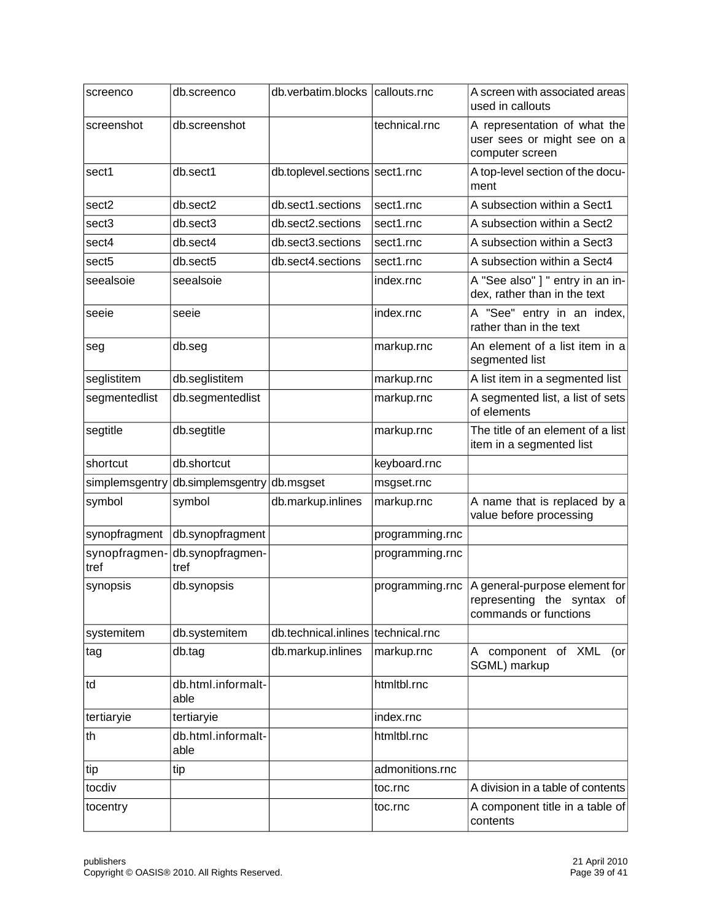| screenco | db.screenco | db.verbatim.blocks | callouts.rnc | A screen with associated areas used in callouts |
|---|---|---|---|---|
| screenshot | db.screenshot | | technical.rnc | A representation of what the user sees or might see on a computer screen |
| sect1 | db.sect1 | db.toplevel.sections | sect1.rnc | A top-level section of the document |
| sect2 | db.sect2 | db.sect1.sections | sect1.rnc | A subsection within a Sect1 |
| sect3 | db.sect3 | db.sect2.sections | sect1.rnc | A subsection within a Sect2 |
| sect4 | db.sect4 | db.sect3.sections | sect1.rnc | A subsection within a Sect3 |
| sect5 | db.sect5 | db.sect4.sections | sect1.rnc | A subsection within a Sect4 |
| seealsoie | seealsoie | | index.rnc | A "See also" ] " entry in an index, rather than in the text |
| seeie | seeie | | index.rnc | A "See" entry in an index, rather than in the text |
| seg | db.seg | | markup.rnc | An element of a list item in a segmented list |
| seglistitem | db.seglistitem | | markup.rnc | A list item in a segmented list |
| segmentedlist | db.segmentedlist | | markup.rnc | A segmented list, a list of sets of elements |
| segtitle | db.segtitle | | markup.rnc | The title of an element of a list item in a segmented list |
| shortcut | db.shortcut | | keyboard.rnc | |
| simplemsgentry | db.simplemsgentry | db.msgset | msgset.rnc | |
| symbol | symbol | db.markup.inlines | markup.rnc | A name that is replaced by a value before processing |
| synopfragment | db.synopfragment | | programming.rnc | |
| synopfragmentref | db.synopfragmentref | | programming.rnc | |
| synopsis | db.synopsis | | programming.rnc | A general-purpose element for representing the syntax of commands or functions |
| systemitem | db.systemitem | db.technical.inlines | technical.rnc | |
| tag | db.tag | db.markup.inlines | markup.rnc | A component of XML (or SGML) markup |
| td | db.html.informaltable | | htmltbl.rnc | |
| tertiaryie | tertiaryie | | index.rnc | |
| th | db.html.informaltable | | htmltbl.rnc | |
| tip | tip | | admonitions.rnc | |
| tocdiv | | | toc.rnc | A division in a table of contents |
| tocentry | | | toc.rnc | A component title in a table of contents |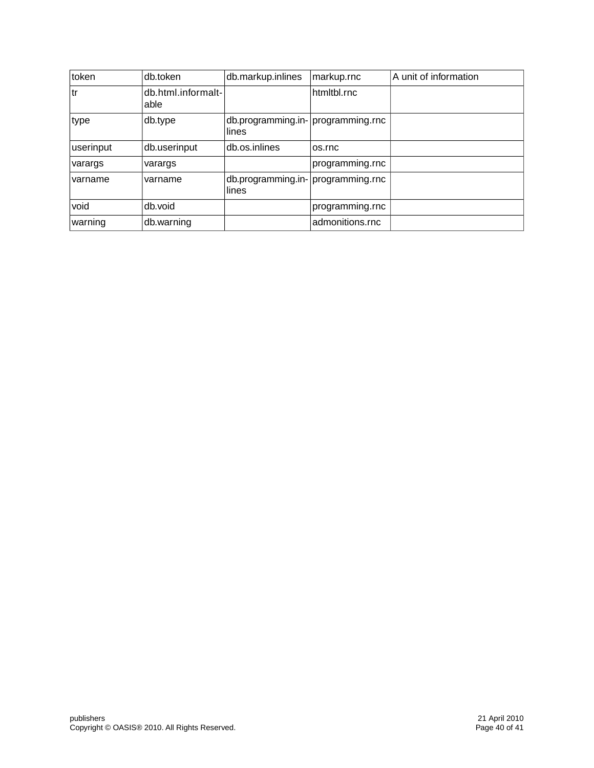| token | db.token | db.markup.inlines | markup.rnc | A unit of information |
|---|---|---|---|---|
| tr | db.html.informaltable | | htmltbl.rnc | |
| type | db.type | db.programming.inlines | programming.rnc | |
| userinput | db.userinput | db.os.inlines | os.rnc | |
| varargs | varargs | | programming.rnc | |
| varname | varname | db.programming.inlines | programming.rnc | |
| void | db.void | | programming.rnc | |
| warning | db.warning | | admonitions.rnc | |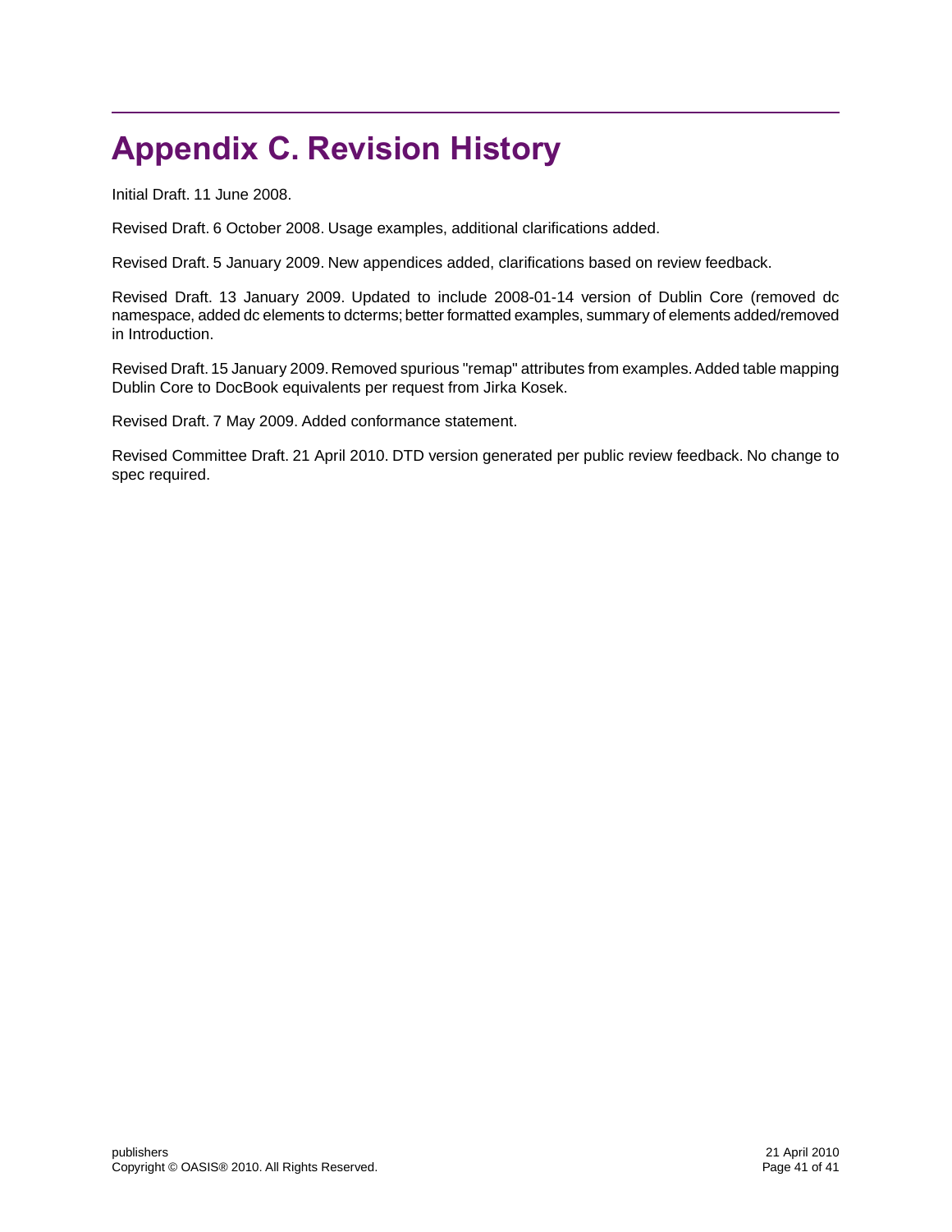# Appendix C. Revision History

Initial Draft. 11 June 2008.

Revised Draft. 6 October 2008. Usage examples, additional clarifications added.

Revised Draft. 5 January 2009. New appendices added, clarifications based on review feedback.

Revised Draft. 13 January 2009. Updated to include 2008-01-14 version of Dublin Core (removed dc namespace, added dc elements to dcterms; better formatted examples, summary of elements added/removed in Introduction.

Revised Draft. 15 January 2009. Removed spurious "remap" attributes from examples. Added table mapping Dublin Core to DocBook equivalents per request from Jirka Kosek.

Revised Draft. 7 May 2009. Added conformance statement.

Revised Committee Draft. 21 April 2010. DTD version generated per public review feedback. No change to spec required.